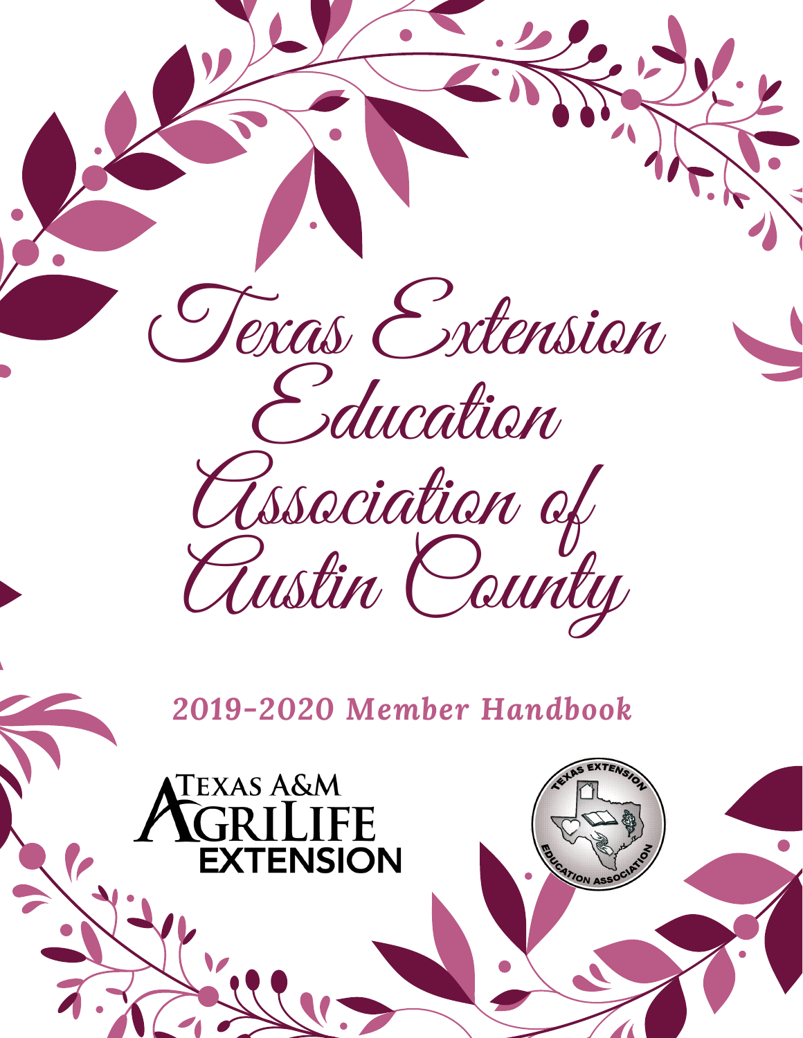# Texas Extension Education Association of Austin County

## 2019-2020 Member Handbook

Texas A&M AgriLife Extension

Texas Extension Education Association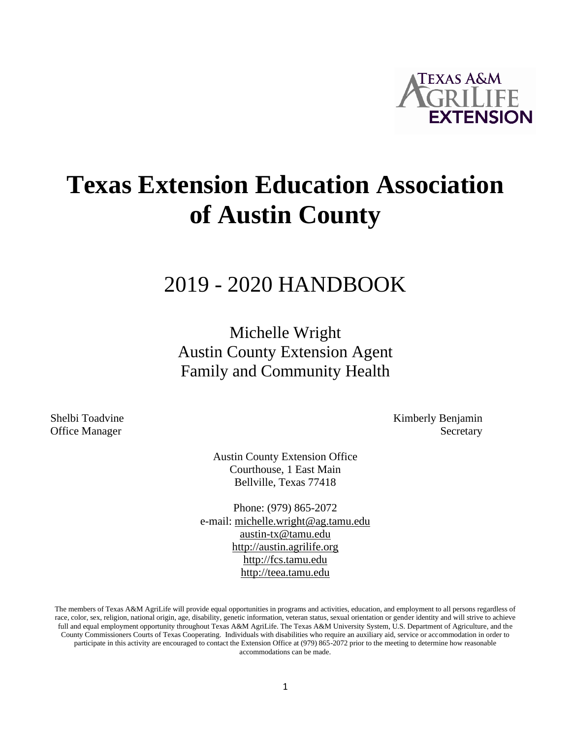# Texas Extension Education Association of Austin County

## 2019 - 2020 HANDBOOK

Michelle Wright
Austin County Extension Agent
Family and Community Health

Shelbi Toadvine
Office Manager

Kimberly Benjamin
Secretary

Austin County Extension Office
Courthouse, 1 East Main
Bellville, Texas 77418

Phone: (979) 865-2072
e-mail: michelle.wright@ag.tamu.edu
austin-tx@tamu.edu
http://austin.agrilife.org
http://fcs.tamu.edu
http://teea.tamu.edu

The members of Texas A&M AgriLife will provide equal opportunities in programs and activities, education, and employment to all persons regardless of race, color, sex, religion, national origin, age, disability, genetic information, veteran status, sexual orientation or gender identity and will strive to achieve full and equal employment opportunity throughout Texas A&M AgriLife. The Texas A&M University System, U.S. Department of Agriculture, and the County Commissioners Courts of Texas Cooperating. Individuals with disabilities who require an auxiliary aid, service or accommodation in order to participate in this activity are encouraged to contact the Extension Office at (979) 865-2072 prior to the meeting to determine how reasonable accommodations can be made.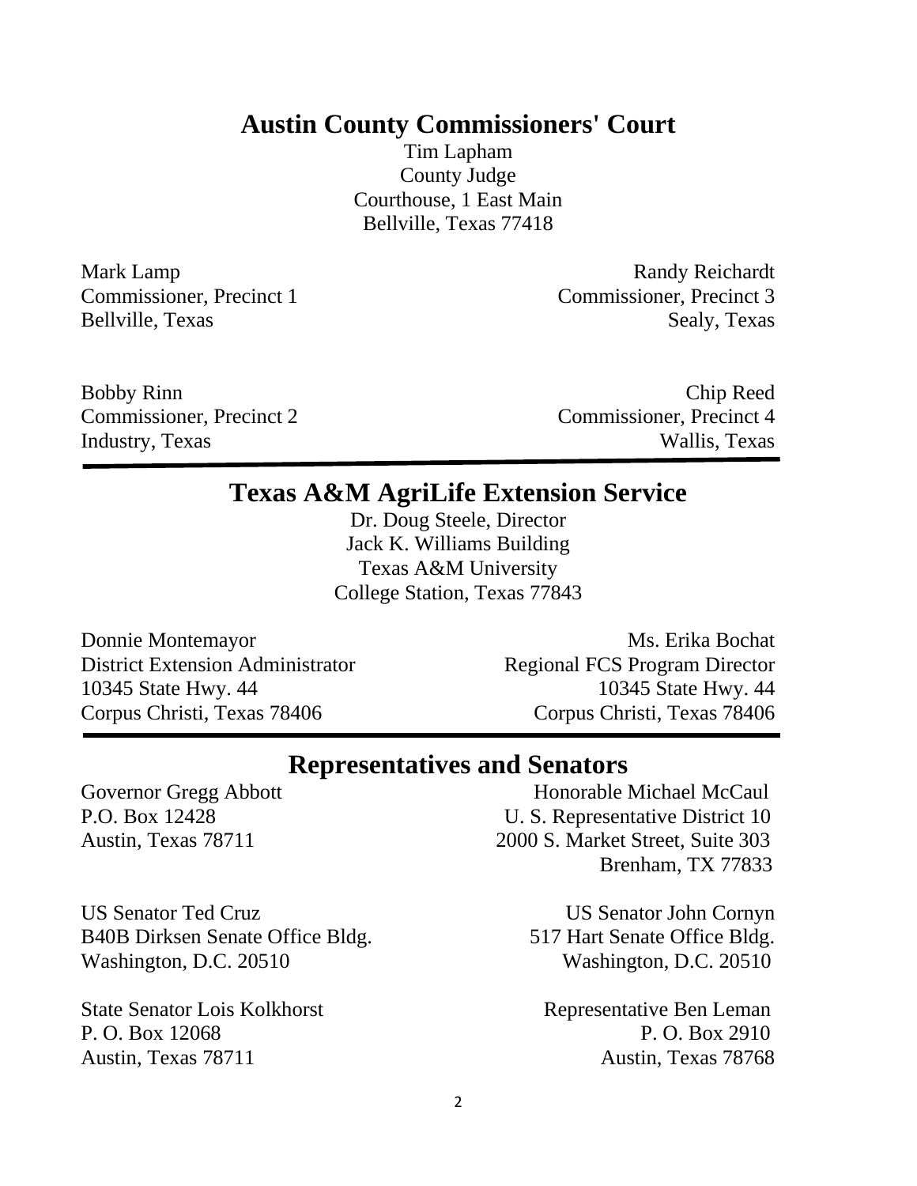## Austin County Commissioners' Court

Tim Lapham
County Judge
Courthouse, 1 East Main
Bellville, Texas 77418

Mark Lamp
Commissioner, Precinct 1
Bellville, Texas

Randy Reichardt
Commissioner, Precinct 3
Sealy, Texas

Bobby Rinn
Commissioner, Precinct 2
Industry, Texas

Chip Reed
Commissioner, Precinct 4
Wallis, Texas

---

## Texas A&M AgriLife Extension Service

Dr. Doug Steele, Director
Jack K. Williams Building
Texas A&M University
College Station, Texas 77843

Donnie Montemayor
District Extension Administrator
10345 State Hwy. 44
Corpus Christi, Texas 78406

Ms. Erika Bochat
Regional FCS Program Director
10345 State Hwy. 44
Corpus Christi, Texas 78406

---

## Representatives and Senators

Governor Gregg Abbott
P.O. Box 12428
Austin, Texas 78711

Honorable Michael McCaul
U. S. Representative District 10
2000 S. Market Street, Suite 303
Brenham, TX 77833

US Senator Ted Cruz
B40B Dirksen Senate Office Bldg.
Washington, D.C. 20510

US Senator John Cornyn
517 Hart Senate Office Bldg.
Washington, D.C. 20510

State Senator Lois Kolkhorst
P. O. Box 12068
Austin, Texas 78711

Representative Ben Leman
P. O. Box 2910
Austin, Texas 78768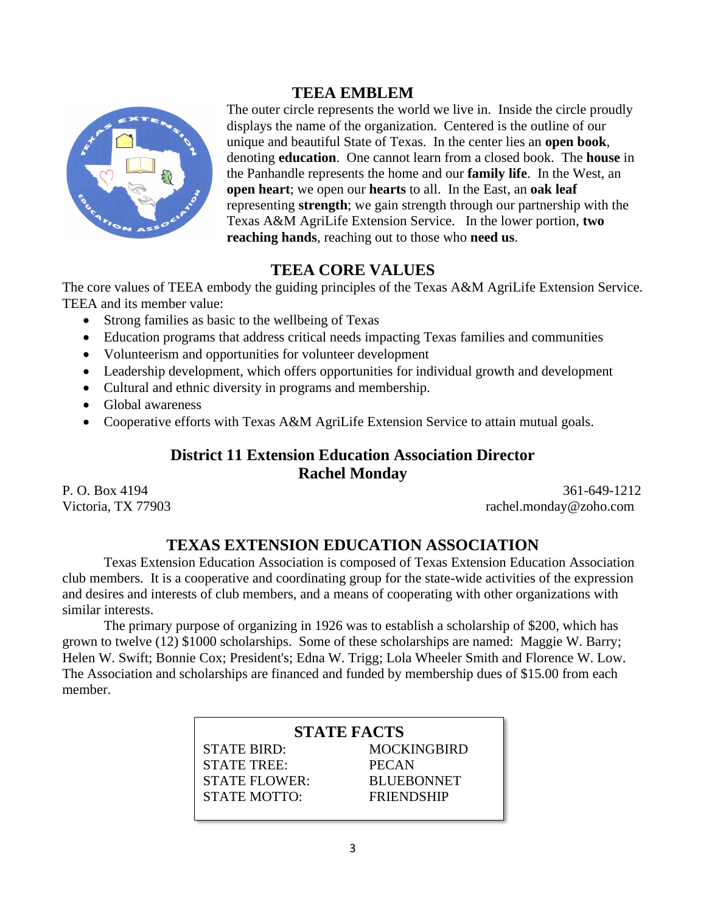## TEEA EMBLEM

The outer circle represents the world we live in. Inside the circle proudly displays the name of the organization. Centered is the outline of our unique and beautiful State of Texas. In the center lies an **open book**, denoting **education**. One cannot learn from a closed book. The **house** in the Panhandle represents the home and our **family life**. In the West, an **open heart**; we open our **hearts** to all. In the East, an **oak leaf** representing **strength**; we gain strength through our partnership with the Texas A&M AgriLife Extension Service. In the lower portion, **two reaching hands**, reaching out to those who **need us**.

## TEEA CORE VALUES

The core values of TEEA embody the guiding principles of the Texas A&M AgriLife Extension Service. TEEA and its member value:

- Strong families as basic to the wellbeing of Texas
- Education programs that address critical needs impacting Texas families and communities
- Volunteerism and opportunities for volunteer development
- Leadership development, which offers opportunities for individual growth and development
- Cultural and ethnic diversity in programs and membership.
- Global awareness
- Cooperative efforts with Texas A&M AgriLife Extension Service to attain mutual goals.

## District 11 Extension Education Association Director
## Rachel Monday

P. O. Box 4194
Victoria, TX 77903

361-649-1212
rachel.monday@zoho.com

## TEXAS EXTENSION EDUCATION ASSOCIATION

Texas Extension Education Association is composed of Texas Extension Education Association club members. It is a cooperative and coordinating group for the state-wide activities of the expression and desires and interests of club members, and a means of cooperating with other organizations with similar interests.

The primary purpose of organizing in 1926 was to establish a scholarship of $200, which has grown to twelve (12) $1000 scholarships. Some of these scholarships are named: Maggie W. Barry; Helen W. Swift; Bonnie Cox; President's; Edna W. Trigg; Lola Wheeler Smith and Florence W. Low. The Association and scholarships are financed and funded by membership dues of $15.00 from each member.

### STATE FACTS

| | |
|---|---|
| STATE BIRD: | MOCKINGBIRD |
| STATE TREE: | PECAN |
| STATE FLOWER: | BLUEBONNET |
| STATE MOTTO: | FRIENDSHIP |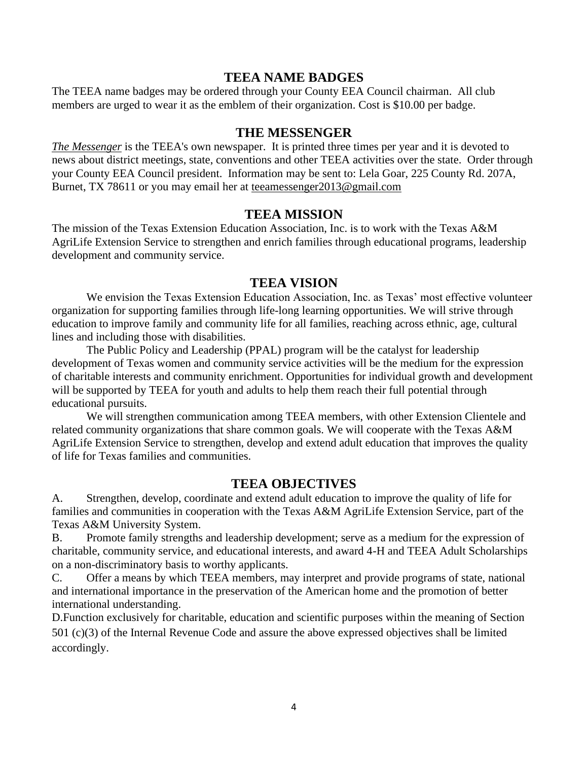## TEEA NAME BADGES

The TEEA name badges may be ordered through your County EEA Council chairman. All club members are urged to wear it as the emblem of their organization. Cost is $10.00 per badge.

## THE MESSENGER

*The Messenger* is the TEEA's own newspaper. It is printed three times per year and it is devoted to news about district meetings, state, conventions and other TEEA activities over the state. Order through your County EEA Council president. Information may be sent to: Lela Goar, 225 County Rd. 207A, Burnet, TX 78611 or you may email her at teeamessenger2013@gmail.com

## TEEA MISSION

The mission of the Texas Extension Education Association, Inc. is to work with the Texas A&M AgriLife Extension Service to strengthen and enrich families through educational programs, leadership development and community service.

## TEEA VISION

We envision the Texas Extension Education Association, Inc. as Texas' most effective volunteer organization for supporting families through life-long learning opportunities. We will strive through education to improve family and community life for all families, reaching across ethnic, age, cultural lines and including those with disabilities.

The Public Policy and Leadership (PPAL) program will be the catalyst for leadership development of Texas women and community service activities will be the medium for the expression of charitable interests and community enrichment. Opportunities for individual growth and development will be supported by TEEA for youth and adults to help them reach their full potential through educational pursuits.

We will strengthen communication among TEEA members, with other Extension Clientele and related community organizations that share common goals. We will cooperate with the Texas A&M AgriLife Extension Service to strengthen, develop and extend adult education that improves the quality of life for Texas families and communities.

## TEEA OBJECTIVES

A. Strengthen, develop, coordinate and extend adult education to improve the quality of life for families and communities in cooperation with the Texas A&M AgriLife Extension Service, part of the Texas A&M University System.

B. Promote family strengths and leadership development; serve as a medium for the expression of charitable, community service, and educational interests, and award 4-H and TEEA Adult Scholarships on a non-discriminatory basis to worthy applicants.

C. Offer a means by which TEEA members, may interpret and provide programs of state, national and international importance in the preservation of the American home and the promotion of better international understanding.

D. Function exclusively for charitable, education and scientific purposes within the meaning of Section 501 (c)(3) of the Internal Revenue Code and assure the above expressed objectives shall be limited accordingly.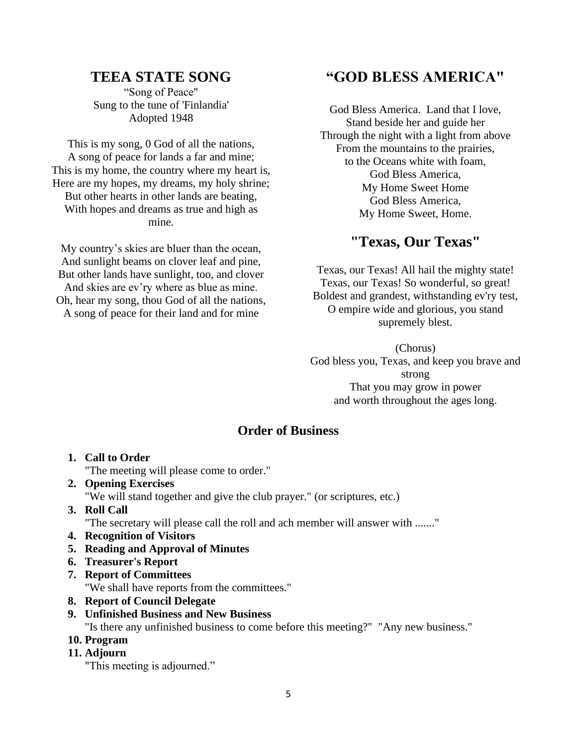## TEEA STATE SONG

"Song of Peace"
Sung to the tune of 'Finlandia'
Adopted 1948

This is my song, 0 God of all the nations,
A song of peace for lands a far and mine;
This is my home, the country where my heart is,
Here are my hopes, my dreams, my holy shrine;
But other hearts in other lands are beating,
With hopes and dreams as true and high as mine.

My country's skies are bluer than the ocean,
And sunlight beams on clover leaf and pine,
But other lands have sunlight, too, and clover
And skies are ev'ry where as blue as mine.
Oh, hear my song, thou God of all the nations,
A song of peace for their land and for mine

## "GOD BLESS AMERICA"

God Bless America. Land that I love,
Stand beside her and guide her
Through the night with a light from above
From the mountains to the prairies,
to the Oceans white with foam,
God Bless America,
My Home Sweet Home
God Bless America,
My Home Sweet, Home.

## "Texas, Our Texas"

Texas, our Texas! All hail the mighty state!
Texas, our Texas! So wonderful, so great!
Boldest and grandest, withstanding ev'ry test,
O empire wide and glorious, you stand supremely blest.

(Chorus)
God bless you, Texas, and keep you brave and strong
That you may grow in power
and worth throughout the ages long.

## Order of Business

1. **Call to Order**
   "The meeting will please come to order."
2. **Opening Exercises**
   "We will stand together and give the club prayer." (or scriptures, etc.)
3. **Roll Call**
   "The secretary will please call the roll and ach member will answer with ......."
4. **Recognition of Visitors**
5. **Reading and Approval of Minutes**
6. **Treasurer's Report**
7. **Report of Committees**
   "We shall have reports from the committees."
8. **Report of Council Delegate**
9. **Unfinished Business and New Business**
   "Is there any unfinished business to come before this meeting?" "Any new business."
10. **Program**
11. **Adjourn**
    "This meeting is adjourned."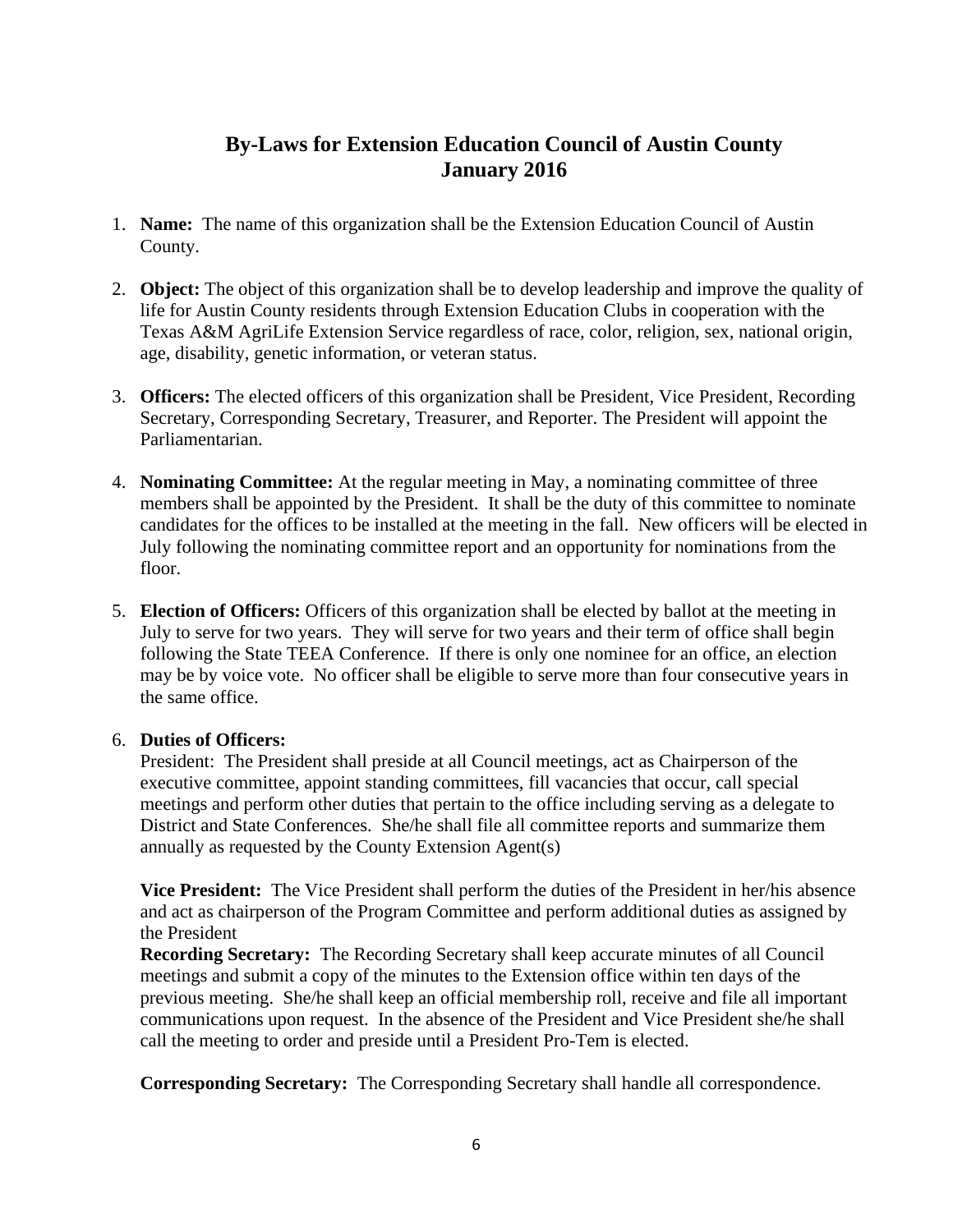# By-Laws for Extension Education Council of Austin County
## January 2016

1. **Name:** The name of this organization shall be the Extension Education Council of Austin County.

2. **Object:** The object of this organization shall be to develop leadership and improve the quality of life for Austin County residents through Extension Education Clubs in cooperation with the Texas A&M AgriLife Extension Service regardless of race, color, religion, sex, national origin, age, disability, genetic information, or veteran status.

3. **Officers:** The elected officers of this organization shall be President, Vice President, Recording Secretary, Corresponding Secretary, Treasurer, and Reporter. The President will appoint the Parliamentarian.

4. **Nominating Committee:** At the regular meeting in May, a nominating committee of three members shall be appointed by the President. It shall be the duty of this committee to nominate candidates for the offices to be installed at the meeting in the fall. New officers will be elected in July following the nominating committee report and an opportunity for nominations from the floor.

5. **Election of Officers:** Officers of this organization shall be elected by ballot at the meeting in July to serve for two years. They will serve for two years and their term of office shall begin following the State TEEA Conference. If there is only one nominee for an office, an election may be by voice vote. No officer shall be eligible to serve more than four consecutive years in the same office.

6. **Duties of Officers:**
   President: The President shall preside at all Council meetings, act as Chairperson of the executive committee, appoint standing committees, fill vacancies that occur, call special meetings and perform other duties that pertain to the office including serving as a delegate to District and State Conferences. She/he shall file all committee reports and summarize them annually as requested by the County Extension Agent(s)

   **Vice President:** The Vice President shall perform the duties of the President in her/his absence and act as chairperson of the Program Committee and perform additional duties as assigned by the President
   **Recording Secretary:** The Recording Secretary shall keep accurate minutes of all Council meetings and submit a copy of the minutes to the Extension office within ten days of the previous meeting. She/he shall keep an official membership roll, receive and file all important communications upon request. In the absence of the President and Vice President she/he shall call the meeting to order and preside until a President Pro-Tem is elected.

   **Corresponding Secretary:** The Corresponding Secretary shall handle all correspondence.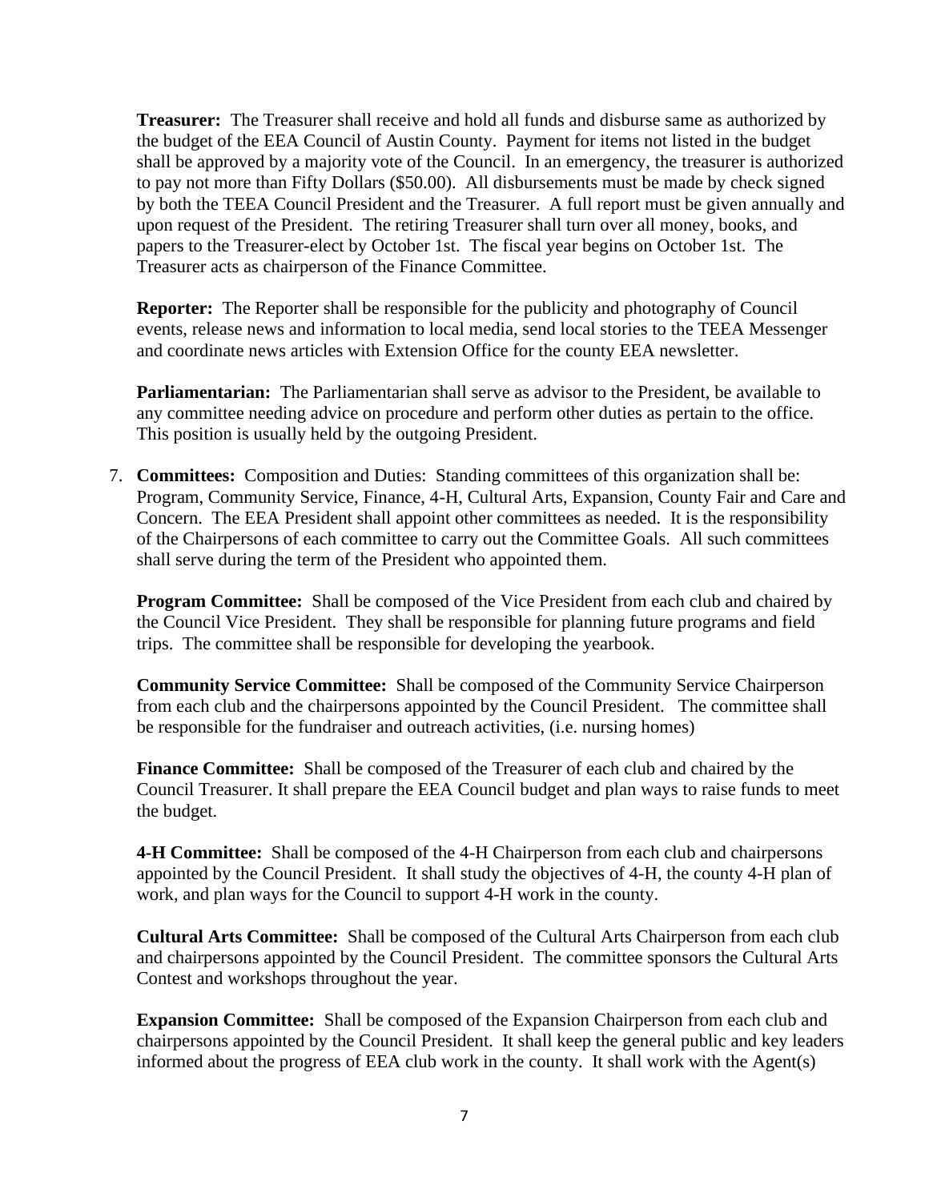**Treasurer:** The Treasurer shall receive and hold all funds and disburse same as authorized by the budget of the EEA Council of Austin County. Payment for items not listed in the budget shall be approved by a majority vote of the Council. In an emergency, the treasurer is authorized to pay not more than Fifty Dollars ($50.00). All disbursements must be made by check signed by both the TEEA Council President and the Treasurer. A full report must be given annually and upon request of the President. The retiring Treasurer shall turn over all money, books, and papers to the Treasurer-elect by October 1st. The fiscal year begins on October 1st. The Treasurer acts as chairperson of the Finance Committee.

**Reporter:** The Reporter shall be responsible for the publicity and photography of Council events, release news and information to local media, send local stories to the TEEA Messenger and coordinate news articles with Extension Office for the county EEA newsletter.

**Parliamentarian:** The Parliamentarian shall serve as advisor to the President, be available to any committee needing advice on procedure and perform other duties as pertain to the office. This position is usually held by the outgoing President.

7. **Committees:** Composition and Duties: Standing committees of this organization shall be: Program, Community Service, Finance, 4-H, Cultural Arts, Expansion, County Fair and Care and Concern. The EEA President shall appoint other committees as needed. It is the responsibility of the Chairpersons of each committee to carry out the Committee Goals. All such committees shall serve during the term of the President who appointed them.

   **Program Committee:** Shall be composed of the Vice President from each club and chaired by the Council Vice President. They shall be responsible for planning future programs and field trips. The committee shall be responsible for developing the yearbook.

   **Community Service Committee:** Shall be composed of the Community Service Chairperson from each club and the chairpersons appointed by the Council President. The committee shall be responsible for the fundraiser and outreach activities, (i.e. nursing homes)

   **Finance Committee:** Shall be composed of the Treasurer of each club and chaired by the Council Treasurer. It shall prepare the EEA Council budget and plan ways to raise funds to meet the budget.

   **4-H Committee:** Shall be composed of the 4-H Chairperson from each club and chairpersons appointed by the Council President. It shall study the objectives of 4-H, the county 4-H plan of work, and plan ways for the Council to support 4-H work in the county.

   **Cultural Arts Committee:** Shall be composed of the Cultural Arts Chairperson from each club and chairpersons appointed by the Council President. The committee sponsors the Cultural Arts Contest and workshops throughout the year.

   **Expansion Committee:** Shall be composed of the Expansion Chairperson from each club and chairpersons appointed by the Council President. It shall keep the general public and key leaders informed about the progress of EEA club work in the county. It shall work with the Agent(s)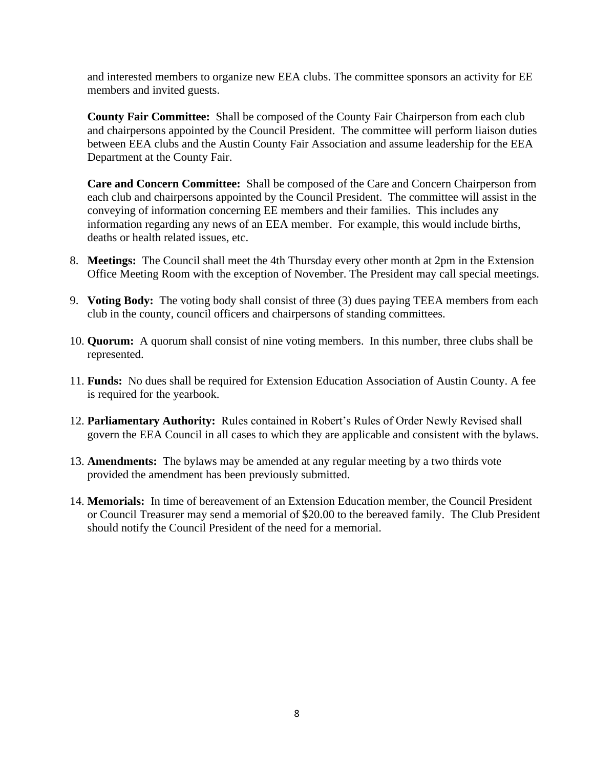and interested members to organize new EEA clubs. The committee sponsors an activity for EE members and invited guests.

**County Fair Committee:** Shall be composed of the County Fair Chairperson from each club and chairpersons appointed by the Council President. The committee will perform liaison duties between EEA clubs and the Austin County Fair Association and assume leadership for the EEA Department at the County Fair.

**Care and Concern Committee:** Shall be composed of the Care and Concern Chairperson from each club and chairpersons appointed by the Council President. The committee will assist in the conveying of information concerning EE members and their families. This includes any information regarding any news of an EEA member. For example, this would include births, deaths or health related issues, etc.

8. **Meetings:** The Council shall meet the 4th Thursday every other month at 2pm in the Extension Office Meeting Room with the exception of November. The President may call special meetings.

9. **Voting Body:** The voting body shall consist of three (3) dues paying TEEA members from each club in the county, council officers and chairpersons of standing committees.

10. **Quorum:** A quorum shall consist of nine voting members. In this number, three clubs shall be represented.

11. **Funds:** No dues shall be required for Extension Education Association of Austin County. A fee is required for the yearbook.

12. **Parliamentary Authority:** Rules contained in Robert's Rules of Order Newly Revised shall govern the EEA Council in all cases to which they are applicable and consistent with the bylaws.

13. **Amendments:** The bylaws may be amended at any regular meeting by a two thirds vote provided the amendment has been previously submitted.

14. **Memorials:** In time of bereavement of an Extension Education member, the Council President or Council Treasurer may send a memorial of $20.00 to the bereaved family. The Club President should notify the Council President of the need for a memorial.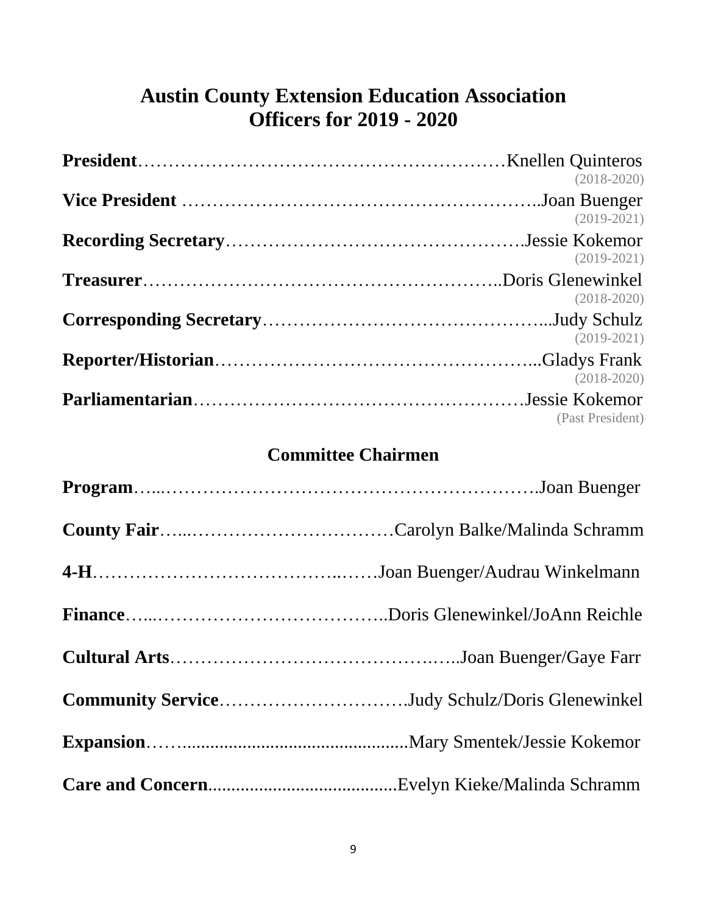# Austin County Extension Education Association
# Officers for 2019 - 2020

**President**……………………………………………………Knellen Quinteros
(2018-2020)

**Vice President** ………………………………………………..Joan Buenger
(2019-2021)

**Recording Secretary**………………………………………….Jessie Kokemor
(2019-2021)

**Treasurer**………………………………………………..Doris Glenewinkel
(2018-2020)

**Corresponding Secretary**………………………………………...Judy Schulz
(2019-2021)

**Reporter/Historian**……………………………………………...Gladys Frank
(2018-2020)

**Parliamentarian**………………………………………………Jessie Kokemor
(Past President)

## Committee Chairmen

**Program**…...…………………………………………………….Joan Buenger

**County Fair**…...……………………………Carolyn Balke/Malinda Schramm

**4-H**…………………………………..……Joan Buenger/Audrau Winkelmann

**Finance**…...………………………………..Doris Glenewinkel/JoAnn Reichle

**Cultural Arts**…………………………………..…..Joan Buenger/Gaye Farr

**Community Service**………………………….Judy Schulz/Doris Glenewinkel

**Expansion**……..............................................Mary Smentek/Jessie Kokemor

**Care and Concern**........................................Evelyn Kieke/Malinda Schramm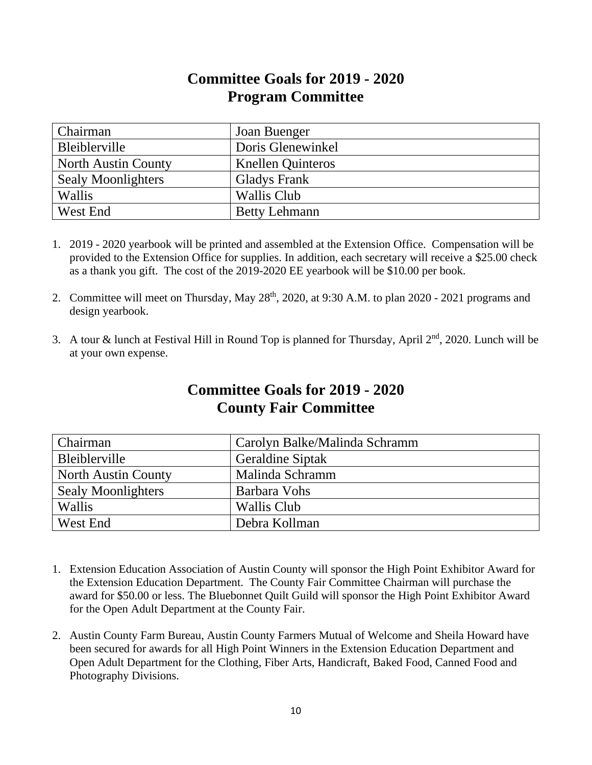## Committee Goals for 2019 - 2020
## Program Committee

| Chairman | Joan Buenger |
|---|---|
| Bleiblerville | Doris Glenewinkel |
| North Austin County | Knellen Quinteros |
| Sealy Moonlighters | Gladys Frank |
| Wallis | Wallis Club |
| West End | Betty Lehmann |

1. 2019 - 2020 yearbook will be printed and assembled at the Extension Office. Compensation will be provided to the Extension Office for supplies. In addition, each secretary will receive a $25.00 check as a thank you gift. The cost of the 2019-2020 EE yearbook will be $10.00 per book.

2. Committee will meet on Thursday, May 28th, 2020, at 9:30 A.M. to plan 2020 - 2021 programs and design yearbook.

3. A tour & lunch at Festival Hill in Round Top is planned for Thursday, April 2nd, 2020. Lunch will be at your own expense.

## Committee Goals for 2019 - 2020
## County Fair Committee

| Chairman | Carolyn Balke/Malinda Schramm |
|---|---|
| Bleiblerville | Geraldine Siptak |
| North Austin County | Malinda Schramm |
| Sealy Moonlighters | Barbara Vohs |
| Wallis | Wallis Club |
| West End | Debra Kollman |

1. Extension Education Association of Austin County will sponsor the High Point Exhibitor Award for the Extension Education Department. The County Fair Committee Chairman will purchase the award for $50.00 or less. The Bluebonnet Quilt Guild will sponsor the High Point Exhibitor Award for the Open Adult Department at the County Fair.

2. Austin County Farm Bureau, Austin County Farmers Mutual of Welcome and Sheila Howard have been secured for awards for all High Point Winners in the Extension Education Department and Open Adult Department for the Clothing, Fiber Arts, Handicraft, Baked Food, Canned Food and Photography Divisions.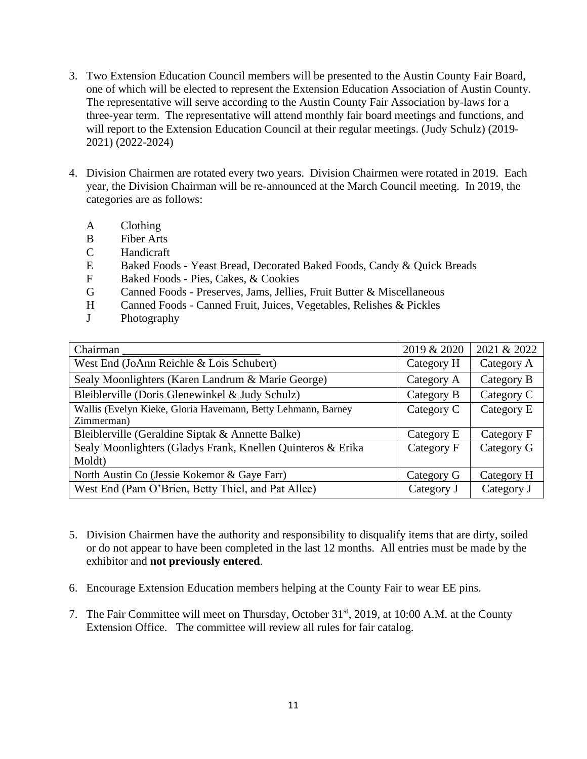3. Two Extension Education Council members will be presented to the Austin County Fair Board, one of which will be elected to represent the Extension Education Association of Austin County. The representative will serve according to the Austin County Fair Association by-laws for a three-year term. The representative will attend monthly fair board meetings and functions, and will report to the Extension Education Council at their regular meetings. (Judy Schulz) (2019-2021) (2022-2024)

4. Division Chairmen are rotated every two years. Division Chairmen were rotated in 2019. Each year, the Division Chairman will be re-announced at the March Council meeting. In 2019, the categories are as follows:

   - A Clothing
   - B Fiber Arts
   - C Handicraft
   - E Baked Foods - Yeast Bread, Decorated Baked Foods, Candy & Quick Breads
   - F Baked Foods - Pies, Cakes, & Cookies
   - G Canned Foods - Preserves, Jams, Jellies, Fruit Butter & Miscellaneous
   - H Canned Foods - Canned Fruit, Juices, Vegetables, Relishes & Pickles
   - J Photography

| Chairman ________________________ | 2019 & 2020 | 2021 & 2022 |
|---|---|---|
| West End (JoAnn Reichle & Lois Schubert) | Category H | Category A |
| Sealy Moonlighters (Karen Landrum & Marie George) | Category A | Category B |
| Bleiblerville (Doris Glenewinkel & Judy Schulz) | Category B | Category C |
| Wallis (Evelyn Kieke, Gloria Havemann, Betty Lehmann, Barney Zimmerman) | Category C | Category E |
| Bleiblerville (Geraldine Siptak & Annette Balke) | Category E | Category F |
| Sealy Moonlighters (Gladys Frank, Knellen Quinteros & Erika Moldt) | Category F | Category G |
| North Austin Co (Jessie Kokemor & Gaye Farr) | Category G | Category H |
| West End (Pam O'Brien, Betty Thiel, and Pat Allee) | Category J | Category J |

5. Division Chairmen have the authority and responsibility to disqualify items that are dirty, soiled or do not appear to have been completed in the last 12 months. All entries must be made by the exhibitor and **not previously entered**.

6. Encourage Extension Education members helping at the County Fair to wear EE pins.

7. The Fair Committee will meet on Thursday, October 31st, 2019, at 10:00 A.M. at the County Extension Office. The committee will review all rules for fair catalog.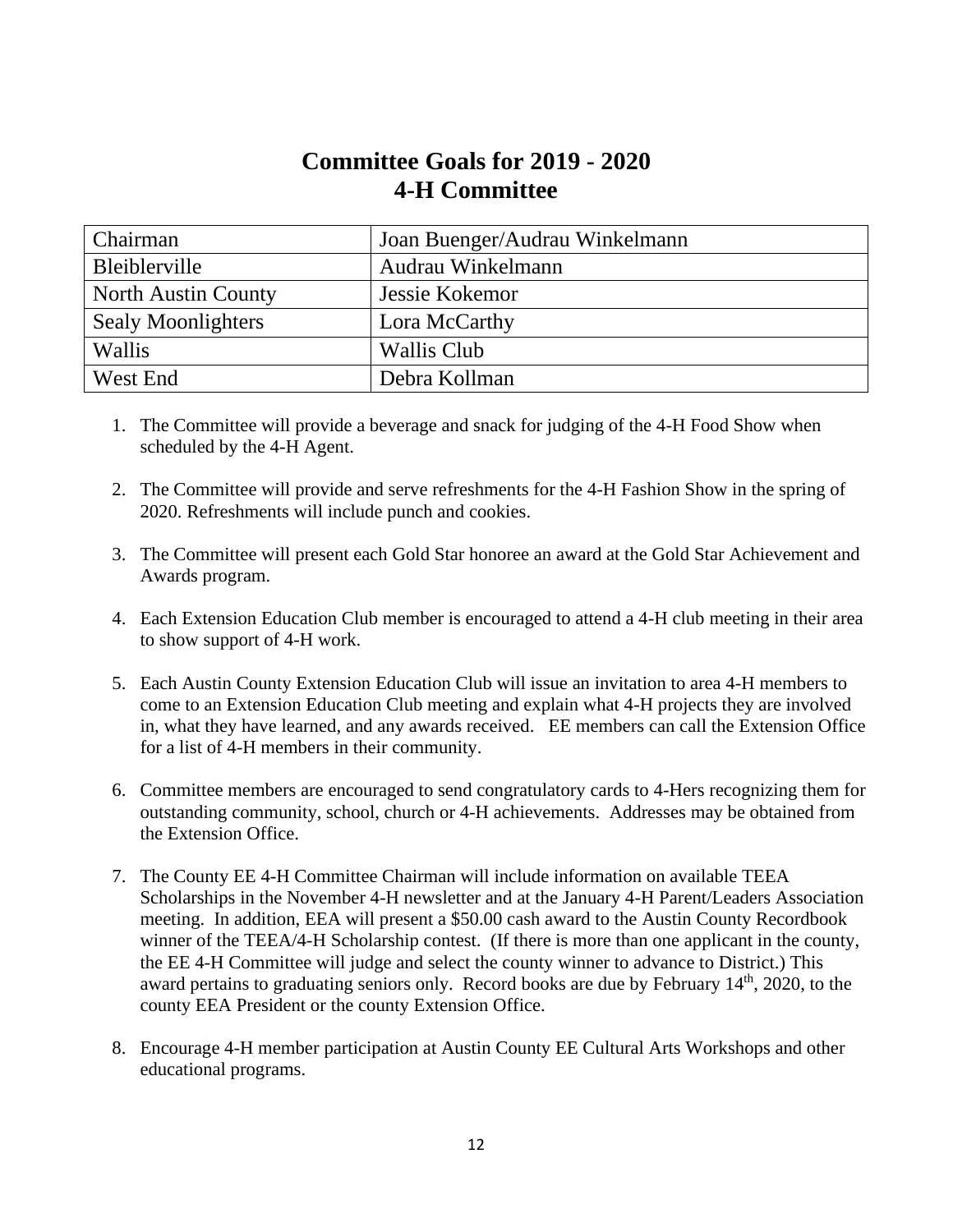# Committee Goals for 2019 - 2020
## 4-H Committee

| Chairman | Joan Buenger/Audrau Winkelmann |
|---|---|
| Bleiblerville | Audrau Winkelmann |
| North Austin County | Jessie Kokemor |
| Sealy Moonlighters | Lora McCarthy |
| Wallis | Wallis Club |
| West End | Debra Kollman |

1. The Committee will provide a beverage and snack for judging of the 4-H Food Show when scheduled by the 4-H Agent.

2. The Committee will provide and serve refreshments for the 4-H Fashion Show in the spring of 2020. Refreshments will include punch and cookies.

3. The Committee will present each Gold Star honoree an award at the Gold Star Achievement and Awards program.

4. Each Extension Education Club member is encouraged to attend a 4-H club meeting in their area to show support of 4-H work.

5. Each Austin County Extension Education Club will issue an invitation to area 4-H members to come to an Extension Education Club meeting and explain what 4-H projects they are involved in, what they have learned, and any awards received. EE members can call the Extension Office for a list of 4-H members in their community.

6. Committee members are encouraged to send congratulatory cards to 4-Hers recognizing them for outstanding community, school, church or 4-H achievements. Addresses may be obtained from the Extension Office.

7. The County EE 4-H Committee Chairman will include information on available TEEA Scholarships in the November 4-H newsletter and at the January 4-H Parent/Leaders Association meeting. In addition, EEA will present a $50.00 cash award to the Austin County Recordbook winner of the TEEA/4-H Scholarship contest. (If there is more than one applicant in the county, the EE 4-H Committee will judge and select the county winner to advance to District.) This award pertains to graduating seniors only. Record books are due by February 14th, 2020, to the county EEA President or the county Extension Office.

8. Encourage 4-H member participation at Austin County EE Cultural Arts Workshops and other educational programs.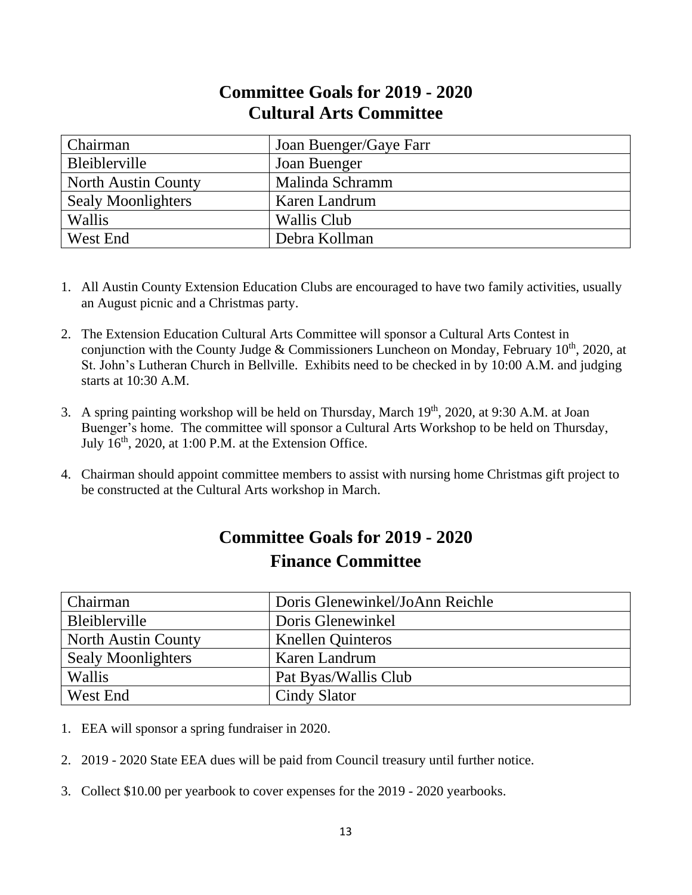# Committee Goals for 2019 - 2020
## Cultural Arts Committee

| Chairman | Joan Buenger/Gaye Farr |
|---|---|
| Bleiblerville | Joan Buenger |
| North Austin County | Malinda Schramm |
| Sealy Moonlighters | Karen Landrum |
| Wallis | Wallis Club |
| West End | Debra Kollman |

1. All Austin County Extension Education Clubs are encouraged to have two family activities, usually an August picnic and a Christmas party.

2. The Extension Education Cultural Arts Committee will sponsor a Cultural Arts Contest in conjunction with the County Judge & Commissioners Luncheon on Monday, February 10th, 2020, at St. John's Lutheran Church in Bellville. Exhibits need to be checked in by 10:00 A.M. and judging starts at 10:30 A.M.

3. A spring painting workshop will be held on Thursday, March 19th, 2020, at 9:30 A.M. at Joan Buenger's home. The committee will sponsor a Cultural Arts Workshop to be held on Thursday, July 16th, 2020, at 1:00 P.M. at the Extension Office.

4. Chairman should appoint committee members to assist with nursing home Christmas gift project to be constructed at the Cultural Arts workshop in March.

# Committee Goals for 2019 - 2020
## Finance Committee

| Chairman | Doris Glenewinkel/JoAnn Reichle |
|---|---|
| Bleiblerville | Doris Glenewinkel |
| North Austin County | Knellen Quinteros |
| Sealy Moonlighters | Karen Landrum |
| Wallis | Pat Byas/Wallis Club |
| West End | Cindy Slator |

1. EEA will sponsor a spring fundraiser in 2020.

2. 2019 - 2020 State EEA dues will be paid from Council treasury until further notice.

3. Collect $10.00 per yearbook to cover expenses for the 2019 - 2020 yearbooks.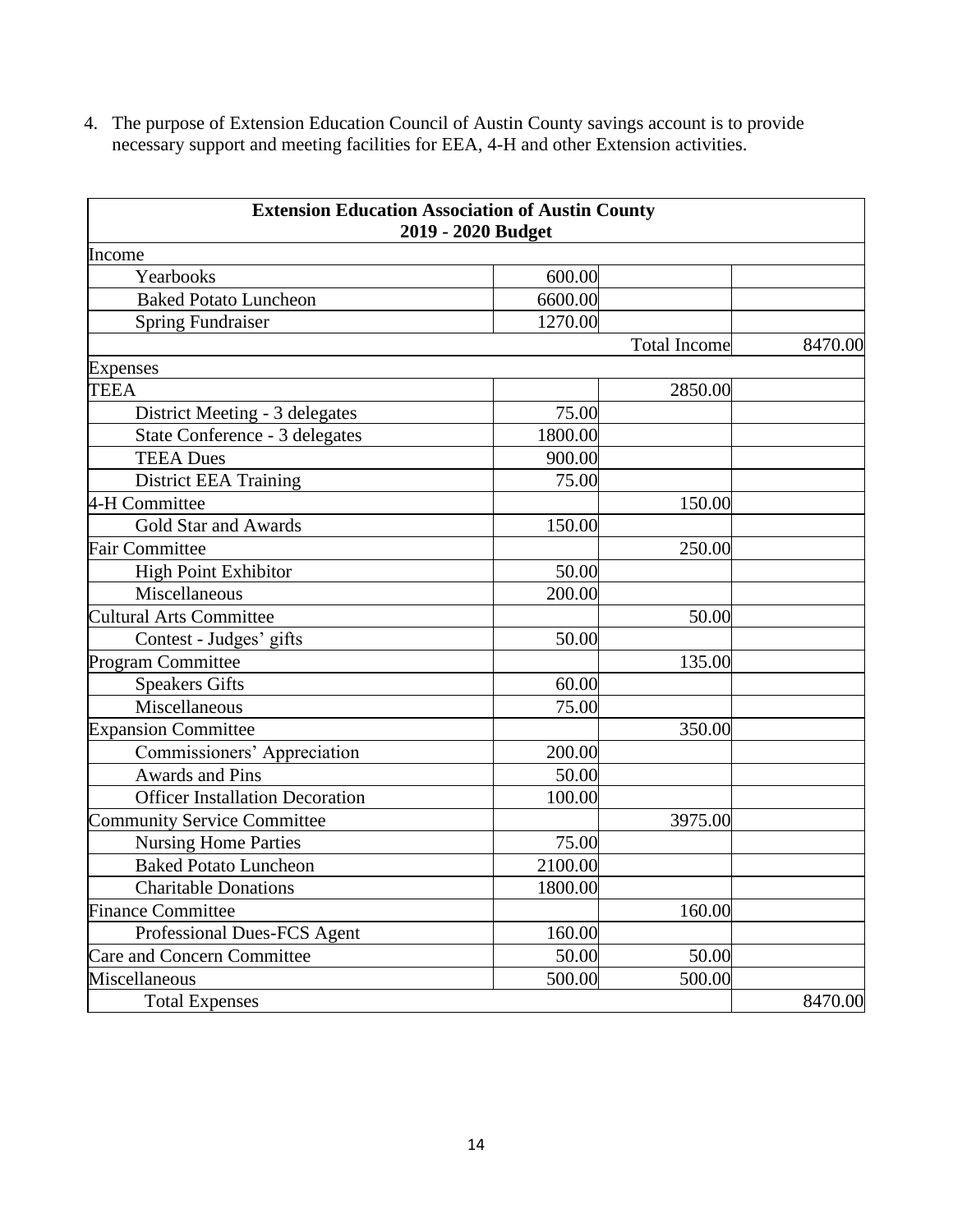4. The purpose of Extension Education Council of Austin County savings account is to provide necessary support and meeting facilities for EEA, 4-H and other Extension activities.

| **Extension Education Association of Austin County 2019 - 2020 Budget** | | | |
|---|---|---|---|
| Income | | | |
| Yearbooks | 600.00 | | |
| Baked Potato Luncheon | 6600.00 | | |
| Spring Fundraiser | 1270.00 | | |
| | | Total Income | 8470.00 |
| Expenses | | | |
| TEEA | | 2850.00 | |
| District Meeting - 3 delegates | 75.00 | | |
| State Conference - 3 delegates | 1800.00 | | |
| TEEA Dues | 900.00 | | |
| District EEA Training | 75.00 | | |
| 4-H Committee | | 150.00 | |
| Gold Star and Awards | 150.00 | | |
| Fair Committee | | 250.00 | |
| High Point Exhibitor | 50.00 | | |
| Miscellaneous | 200.00 | | |
| Cultural Arts Committee | | 50.00 | |
| Contest - Judges' gifts | 50.00 | | |
| Program Committee | | 135.00 | |
| Speakers Gifts | 60.00 | | |
| Miscellaneous | 75.00 | | |
| Expansion Committee | | 350.00 | |
| Commissioners' Appreciation | 200.00 | | |
| Awards and Pins | 50.00 | | |
| Officer Installation Decoration | 100.00 | | |
| Community Service Committee | | 3975.00 | |
| Nursing Home Parties | 75.00 | | |
| Baked Potato Luncheon | 2100.00 | | |
| Charitable Donations | 1800.00 | | |
| Finance Committee | | 160.00 | |
| Professional Dues-FCS Agent | 160.00 | | |
| Care and Concern Committee | 50.00 | 50.00 | |
| Miscellaneous | 500.00 | 500.00 | |
| Total Expenses | | | 8470.00 |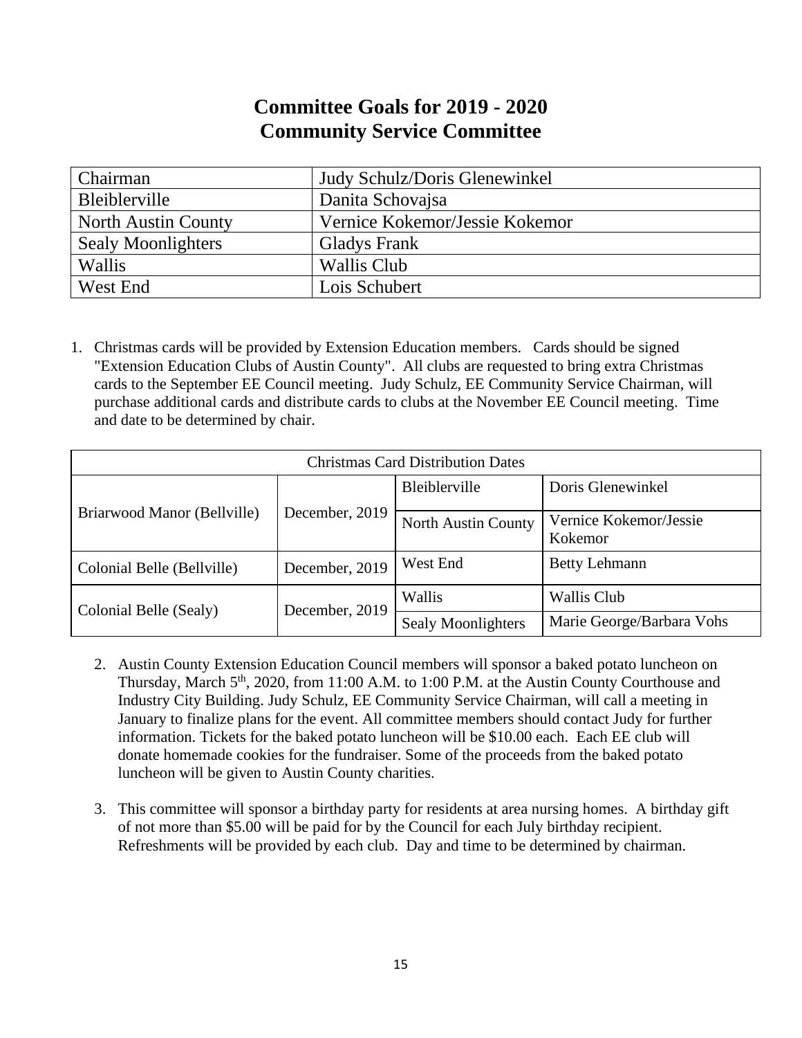# Committee Goals for 2019 - 2020
# Community Service Committee

| Chairman | Judy Schulz/Doris Glenewinkel |
|---|---|
| Bleiblerville | Danita Schovajsa |
| North Austin County | Vernice Kokemor/Jessie Kokemor |
| Sealy Moonlighters | Gladys Frank |
| Wallis | Wallis Club |
| West End | Lois Schubert |

1. Christmas cards will be provided by Extension Education members. Cards should be signed "Extension Education Clubs of Austin County". All clubs are requested to bring extra Christmas cards to the September EE Council meeting. Judy Schulz, EE Community Service Chairman, will purchase additional cards and distribute cards to clubs at the November EE Council meeting. Time and date to be determined by chair.

| Christmas Card Distribution Dates | | | |
|---|---|---|---|
| Briarwood Manor (Bellville) | December, 2019 | Bleiblerville | Doris Glenewinkel |
| | | North Austin County | Vernice Kokemor/Jessie Kokemor |
| Colonial Belle (Bellville) | December, 2019 | West End | Betty Lehmann |
| Colonial Belle (Sealy) | December, 2019 | Wallis | Wallis Club |
| | | Sealy Moonlighters | Marie George/Barbara Vohs |

2. Austin County Extension Education Council members will sponsor a baked potato luncheon on Thursday, March 5th, 2020, from 11:00 A.M. to 1:00 P.M. at the Austin County Courthouse and Industry City Building. Judy Schulz, EE Community Service Chairman, will call a meeting in January to finalize plans for the event. All committee members should contact Judy for further information. Tickets for the baked potato luncheon will be $10.00 each. Each EE club will donate homemade cookies for the fundraiser. Some of the proceeds from the baked potato luncheon will be given to Austin County charities.

3. This committee will sponsor a birthday party for residents at area nursing homes. A birthday gift of not more than $5.00 will be paid for by the Council for each July birthday recipient. Refreshments will be provided by each club. Day and time to be determined by chairman.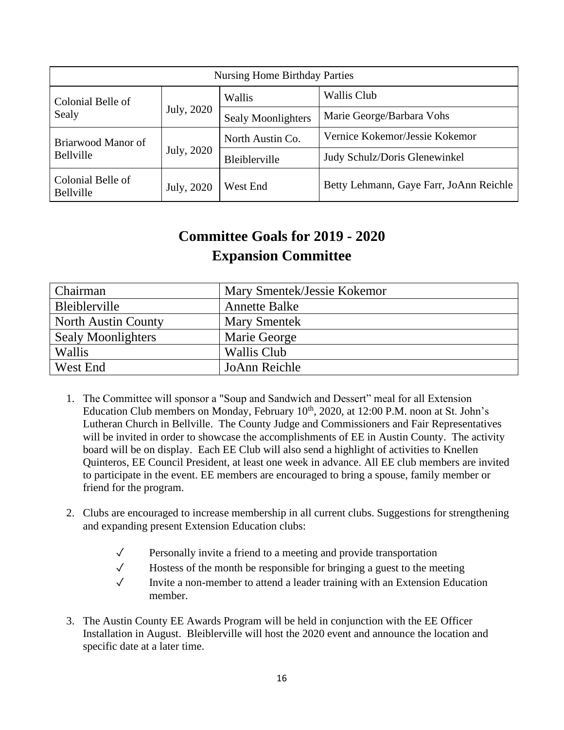| Nursing Home Birthday Parties | | | |
|---|---|---|---|
| Colonial Belle of Sealy | July, 2020 | Wallis | Wallis Club |
| | | Sealy Moonlighters | Marie George/Barbara Vohs |
| Briarwood Manor of Bellville | July, 2020 | North Austin Co. | Vernice Kokemor/Jessie Kokemor |
| | | Bleiblerville | Judy Schulz/Doris Glenewinkel |
| Colonial Belle of Bellville | July, 2020 | West End | Betty Lehmann, Gaye Farr, JoAnn Reichle |

# Committee Goals for 2019 - 2020
## Expansion Committee

| Chairman | Mary Smentek/Jessie Kokemor |
|---|---|
| Bleiblerville | Annette Balke |
| North Austin County | Mary Smentek |
| Sealy Moonlighters | Marie George |
| Wallis | Wallis Club |
| West End | JoAnn Reichle |

1. The Committee will sponsor a "Soup and Sandwich and Dessert" meal for all Extension Education Club members on Monday, February 10th, 2020, at 12:00 P.M. noon at St. John's Lutheran Church in Bellville. The County Judge and Commissioners and Fair Representatives will be invited in order to showcase the accomplishments of EE in Austin County. The activity board will be on display. Each EE Club will also send a highlight of activities to Knellen Quinteros, EE Council President, at least one week in advance. All EE club members are invited to participate in the event. EE members are encouraged to bring a spouse, family member or friend for the program.

2. Clubs are encouraged to increase membership in all current clubs. Suggestions for strengthening and expanding present Extension Education clubs:

   - ✓ Personally invite a friend to a meeting and provide transportation
   - ✓ Hostess of the month be responsible for bringing a guest to the meeting
   - ✓ Invite a non-member to attend a leader training with an Extension Education member.

3. The Austin County EE Awards Program will be held in conjunction with the EE Officer Installation in August. Bleiblerville will host the 2020 event and announce the location and specific date at a later time.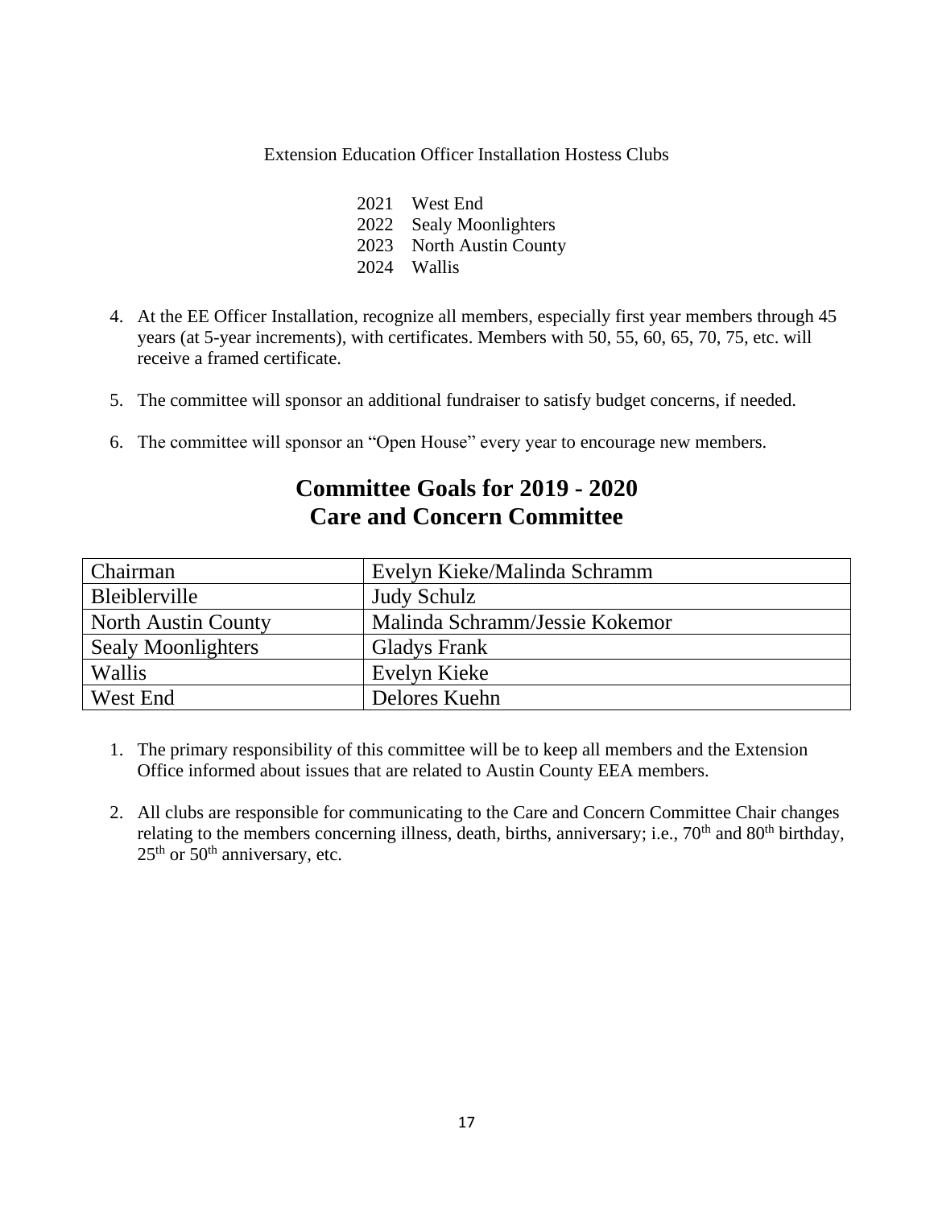Extension Education Officer Installation Hostess Clubs

2021 West End
2022 Sealy Moonlighters
2023 North Austin County
2024 Wallis

4. At the EE Officer Installation, recognize all members, especially first year members through 45 years (at 5-year increments), with certificates. Members with 50, 55, 60, 65, 70, 75, etc. will receive a framed certificate.

5. The committee will sponsor an additional fundraiser to satisfy budget concerns, if needed.

6. The committee will sponsor an "Open House" every year to encourage new members.

## Committee Goals for 2019 - 2020
## Care and Concern Committee

| Chairman | Evelyn Kieke/Malinda Schramm |
|---|---|
| Bleiblerville | Judy Schulz |
| North Austin County | Malinda Schramm/Jessie Kokemor |
| Sealy Moonlighters | Gladys Frank |
| Wallis | Evelyn Kieke |
| West End | Delores Kuehn |

1. The primary responsibility of this committee will be to keep all members and the Extension Office informed about issues that are related to Austin County EEA members.

2. All clubs are responsible for communicating to the Care and Concern Committee Chair changes relating to the members concerning illness, death, births, anniversary; i.e., 70th and 80th birthday, 25th or 50th anniversary, etc.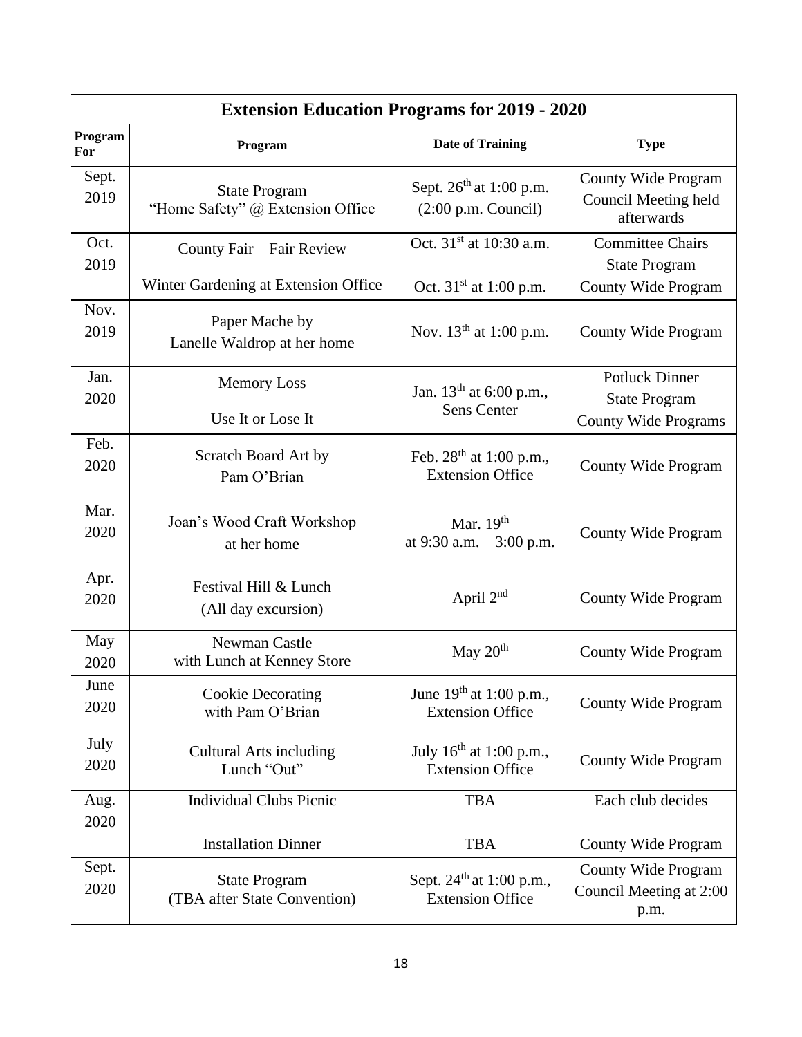| Extension Education Programs for 2019 - 2020 | | | |
|---|---|---|---|
| **Program For** | **Program** | **Date of Training** | **Type** |
| Sept. 2019 | State Program "Home Safety" @ Extension Office | Sept. 26th at 1:00 p.m. (2:00 p.m. Council) | County Wide Program Council Meeting held afterwards |
| Oct. 2019 | County Fair – Fair Review<br><br>Winter Gardening at Extension Office | Oct. 31st at 10:30 a.m.<br><br>Oct. 31st at 1:00 p.m. | Committee Chairs State Program<br>County Wide Program |
| Nov. 2019 | Paper Mache by Lanelle Waldrop at her home | Nov. 13th at 1:00 p.m. | County Wide Program |
| Jan. 2020 | Memory Loss<br><br>Use It or Lose It | Jan. 13th at 6:00 p.m., Sens Center | Potluck Dinner State Program<br>County Wide Programs |
| Feb. 2020 | Scratch Board Art by Pam O'Brian | Feb. 28th at 1:00 p.m., Extension Office | County Wide Program |
| Mar. 2020 | Joan's Wood Craft Workshop at her home | Mar. 19th at 9:30 a.m. – 3:00 p.m. | County Wide Program |
| Apr. 2020 | Festival Hill & Lunch (All day excursion) | April 2nd | County Wide Program |
| May 2020 | Newman Castle with Lunch at Kenney Store | May 20th | County Wide Program |
| June 2020 | Cookie Decorating with Pam O'Brian | June 19th at 1:00 p.m., Extension Office | County Wide Program |
| July 2020 | Cultural Arts including Lunch "Out" | July 16th at 1:00 p.m., Extension Office | County Wide Program |
| Aug. 2020 | Individual Clubs Picnic<br><br>Installation Dinner | TBA<br><br>TBA | Each club decides<br><br>County Wide Program |
| Sept. 2020 | State Program (TBA after State Convention) | Sept. 24th at 1:00 p.m., Extension Office | County Wide Program Council Meeting at 2:00 p.m. |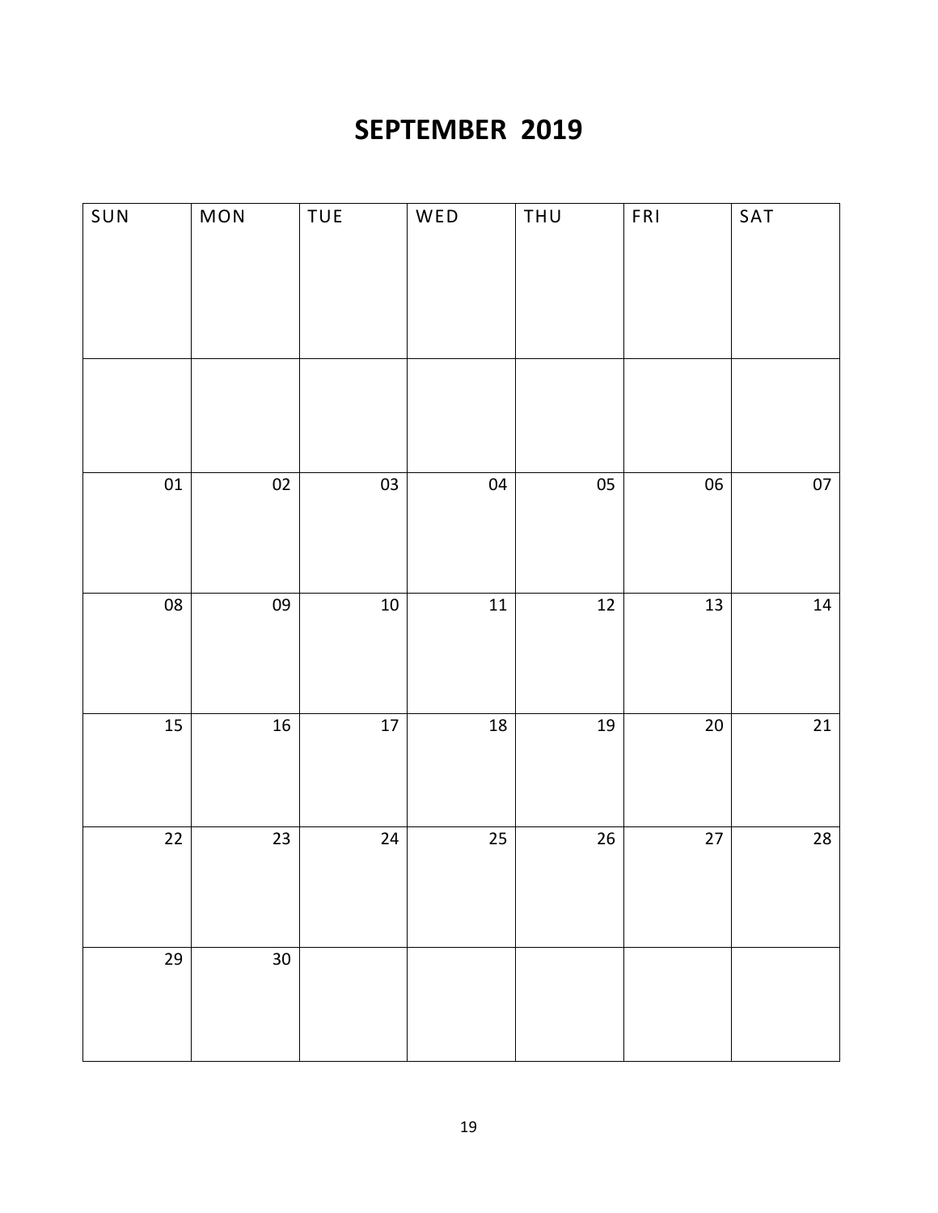# SEPTEMBER 2019

| SUN | MON | TUE | WED | THU | FRI | SAT |
|---|---|---|---|---|---|---|
| | | | | | | |
| 01 | 02 | 03 | 04 | 05 | 06 | 07 |
| 08 | 09 | 10 | 11 | 12 | 13 | 14 |
| 15 | 16 | 17 | 18 | 19 | 20 | 21 |
| 22 | 23 | 24 | 25 | 26 | 27 | 28 |
| 29 | 30 | | | | | |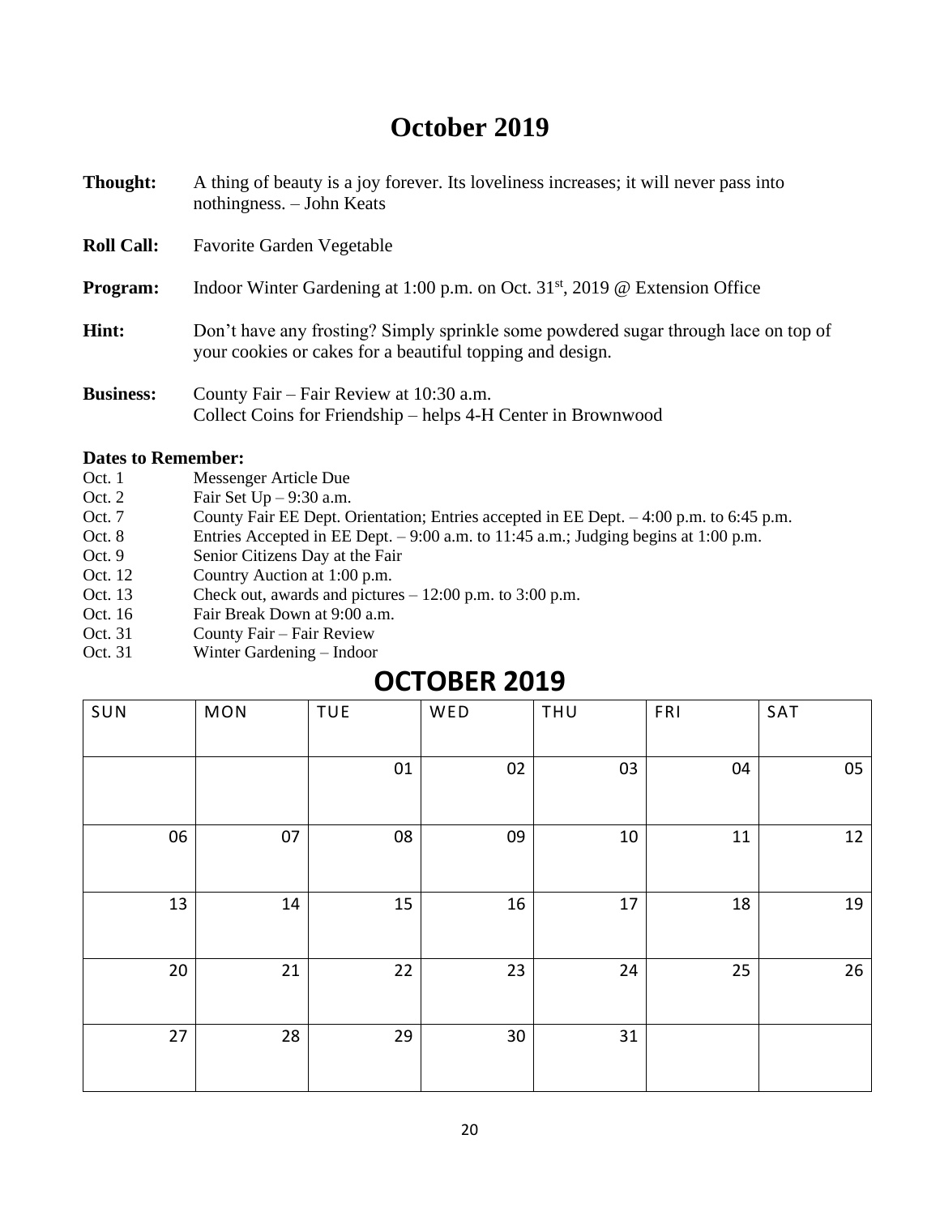# October 2019

**Thought:** A thing of beauty is a joy forever. Its loveliness increases; it will never pass into nothingness. – John Keats

**Roll Call:** Favorite Garden Vegetable

**Program:** Indoor Winter Gardening at 1:00 p.m. on Oct. 31st, 2019 @ Extension Office

**Hint:** Don't have any frosting? Simply sprinkle some powdered sugar through lace on top of your cookies or cakes for a beautiful topping and design.

**Business:** County Fair – Fair Review at 10:30 a.m.
Collect Coins for Friendship – helps 4-H Center in Brownwood

**Dates to Remember:**

Oct. 1 Messenger Article Due
Oct. 2 Fair Set Up – 9:30 a.m.
Oct. 7 County Fair EE Dept. Orientation; Entries accepted in EE Dept. – 4:00 p.m. to 6:45 p.m.
Oct. 8 Entries Accepted in EE Dept. – 9:00 a.m. to 11:45 a.m.; Judging begins at 1:00 p.m.
Oct. 9 Senior Citizens Day at the Fair
Oct. 12 Country Auction at 1:00 p.m.
Oct. 13 Check out, awards and pictures – 12:00 p.m. to 3:00 p.m.
Oct. 16 Fair Break Down at 9:00 a.m.
Oct. 31 County Fair – Fair Review
Oct. 31 Winter Gardening – Indoor

## OCTOBER 2019

| SUN | MON | TUE | WED | THU | FRI | SAT |
|---|---|---|---|---|---|---|
| | | 01 | 02 | 03 | 04 | 05 |
| 06 | 07 | 08 | 09 | 10 | 11 | 12 |
| 13 | 14 | 15 | 16 | 17 | 18 | 19 |
| 20 | 21 | 22 | 23 | 24 | 25 | 26 |
| 27 | 28 | 29 | 30 | 31 | | |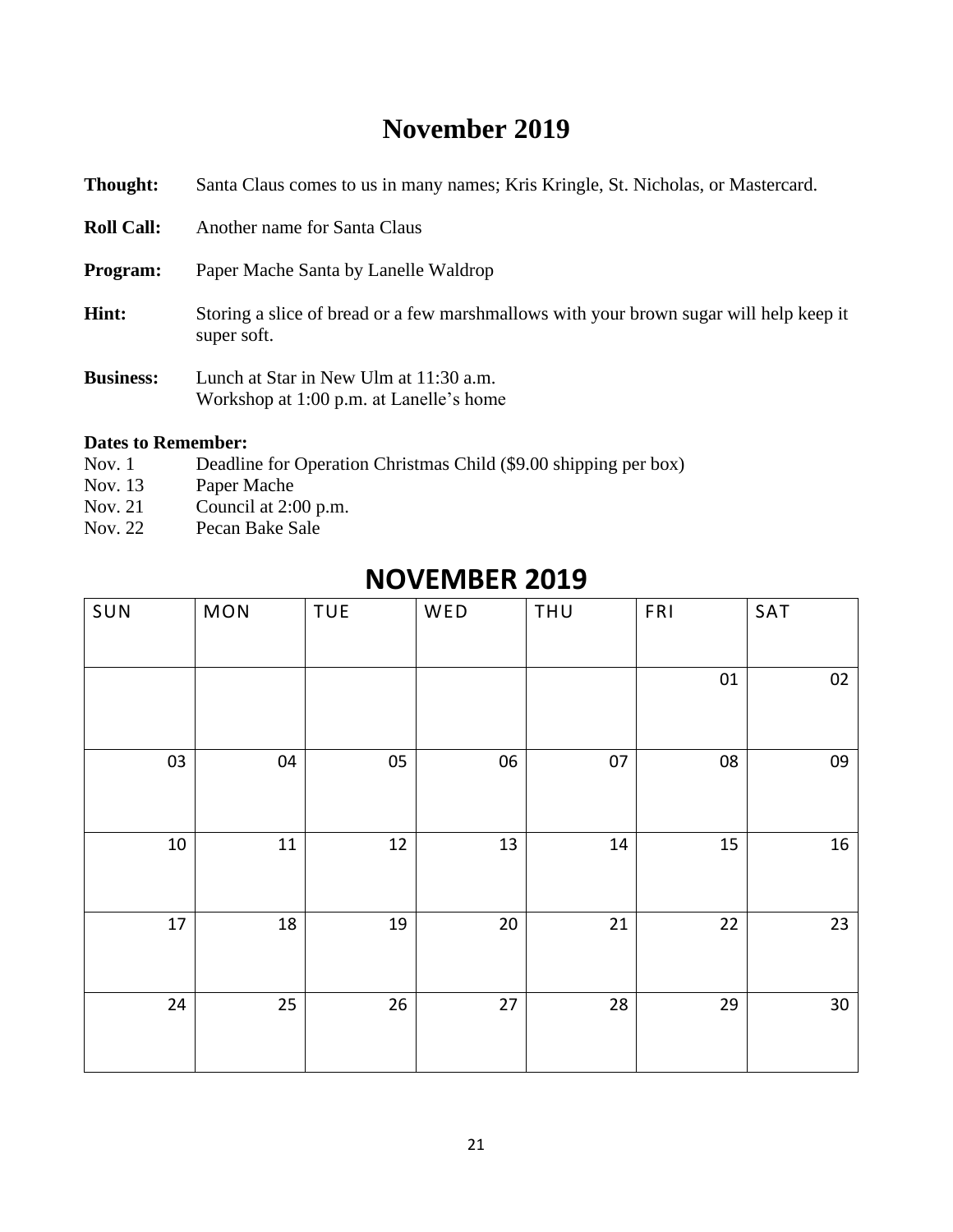# November 2019

**Thought:** Santa Claus comes to us in many names; Kris Kringle, St. Nicholas, or Mastercard.

**Roll Call:** Another name for Santa Claus

**Program:** Paper Mache Santa by Lanelle Waldrop

**Hint:** Storing a slice of bread or a few marshmallows with your brown sugar will help keep it super soft.

**Business:** Lunch at Star in New Ulm at 11:30 a.m.
Workshop at 1:00 p.m. at Lanelle's home

**Dates to Remember:**

Nov. 1 Deadline for Operation Christmas Child ($9.00 shipping per box)
Nov. 13 Paper Mache
Nov. 21 Council at 2:00 p.m.
Nov. 22 Pecan Bake Sale

## NOVEMBER 2019

| SUN | MON | TUE | WED | THU | FRI | SAT |
|---|---|---|---|---|---|---|
| | | | | | 01 | 02 |
| 03 | 04 | 05 | 06 | 07 | 08 | 09 |
| 10 | 11 | 12 | 13 | 14 | 15 | 16 |
| 17 | 18 | 19 | 20 | 21 | 22 | 23 |
| 24 | 25 | 26 | 27 | 28 | 29 | 30 |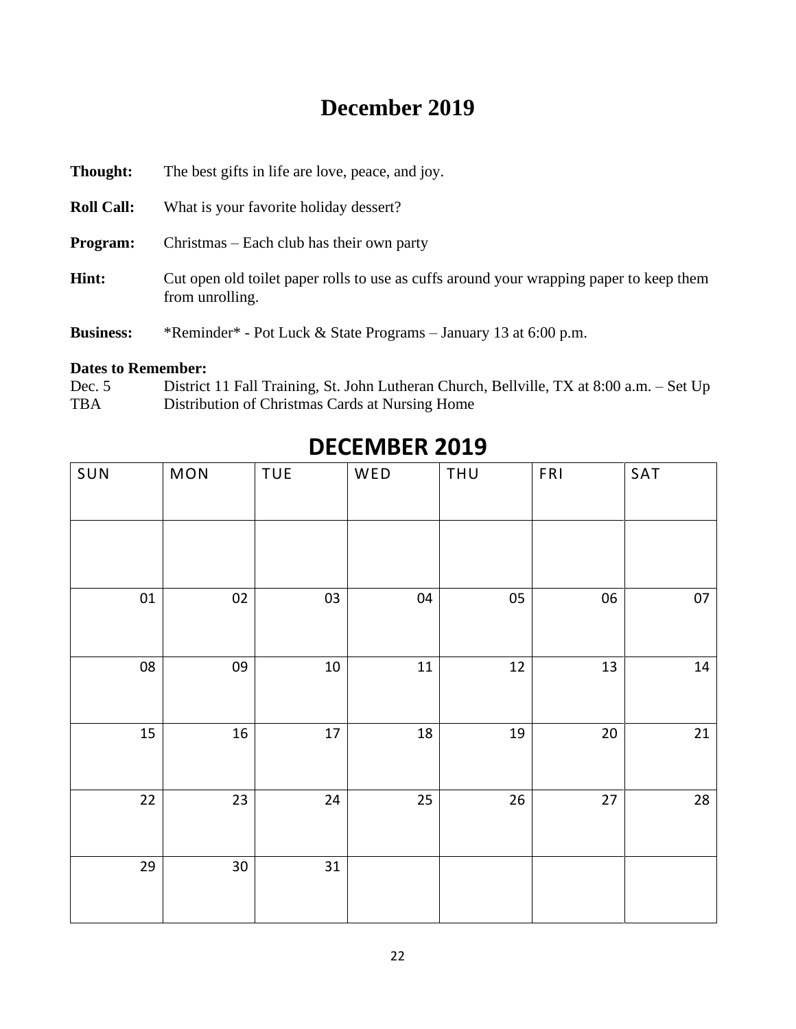# December 2019

**Thought:** The best gifts in life are love, peace, and joy.

**Roll Call:** What is your favorite holiday dessert?

**Program:** Christmas – Each club has their own party

**Hint:** Cut open old toilet paper rolls to use as cuffs around your wrapping paper to keep them from unrolling.

**Business:** *Reminder* - Pot Luck & State Programs – January 13 at 6:00 p.m.

**Dates to Remember:**

Dec. 5 District 11 Fall Training, St. John Lutheran Church, Bellville, TX at 8:00 a.m. – Set Up

TBA Distribution of Christmas Cards at Nursing Home

## DECEMBER 2019

| SUN | MON | TUE | WED | THU | FRI | SAT |
|---|---|---|---|---|---|---|
| | | | | | | |
| 01 | 02 | 03 | 04 | 05 | 06 | 07 |
| 08 | 09 | 10 | 11 | 12 | 13 | 14 |
| 15 | 16 | 17 | 18 | 19 | 20 | 21 |
| 22 | 23 | 24 | 25 | 26 | 27 | 28 |
| 29 | 30 | 31 | | | | |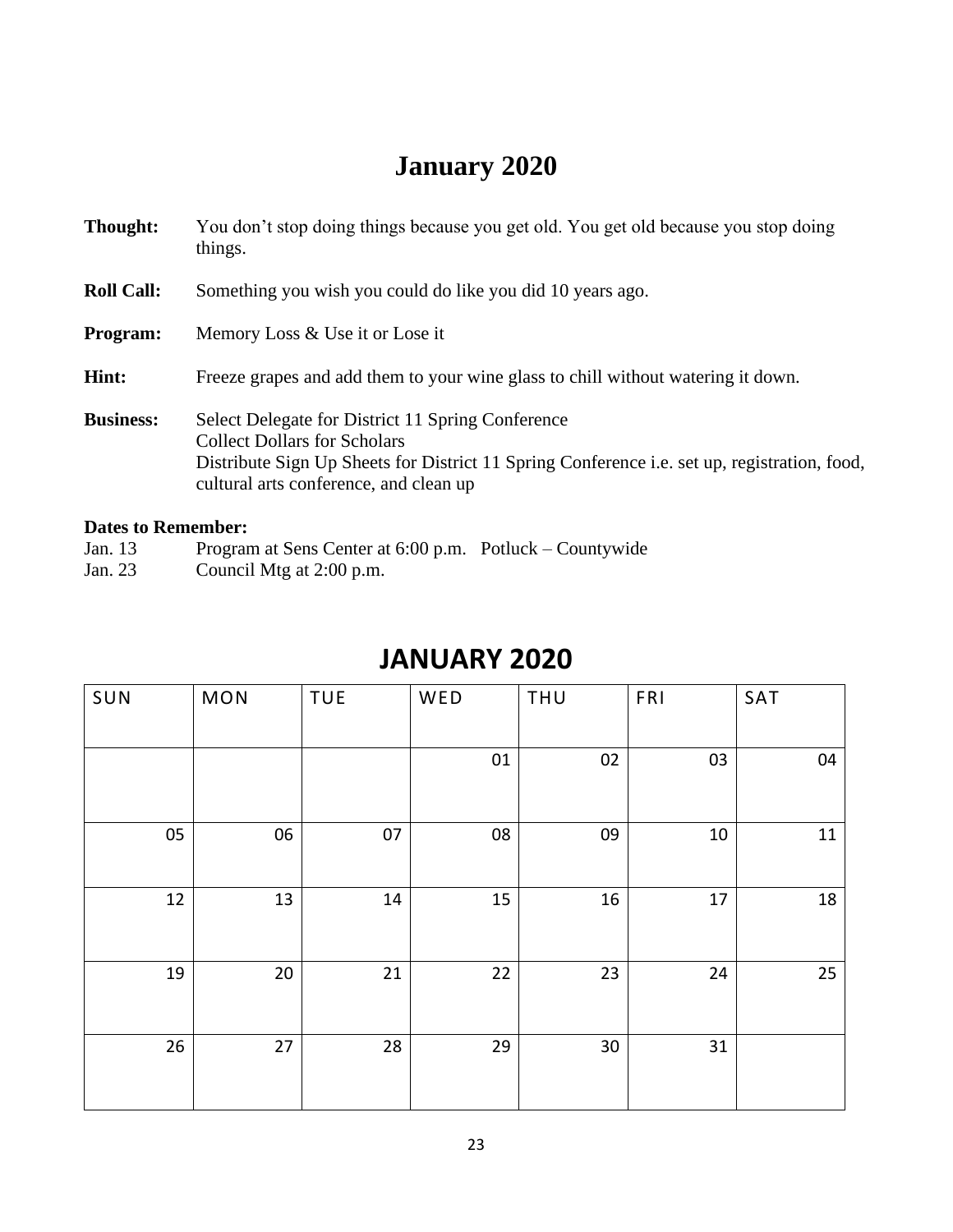# January 2020

**Thought:** You don't stop doing things because you get old. You get old because you stop doing things.

**Roll Call:** Something you wish you could do like you did 10 years ago.

**Program:** Memory Loss & Use it or Lose it

**Hint:** Freeze grapes and add them to your wine glass to chill without watering it down.

**Business:** Select Delegate for District 11 Spring Conference
Collect Dollars for Scholars
Distribute Sign Up Sheets for District 11 Spring Conference i.e. set up, registration, food, cultural arts conference, and clean up

**Dates to Remember:**
Jan. 13 Program at Sens Center at 6:00 p.m. Potluck – Countywide
Jan. 23 Council Mtg at 2:00 p.m.

## JANUARY 2020

| SUN | MON | TUE | WED | THU | FRI | SAT |
|---|---|---|---|---|---|---|
| | | | 01 | 02 | 03 | 04 |
| 05 | 06 | 07 | 08 | 09 | 10 | 11 |
| 12 | 13 | 14 | 15 | 16 | 17 | 18 |
| 19 | 20 | 21 | 22 | 23 | 24 | 25 |
| 26 | 27 | 28 | 29 | 30 | 31 | |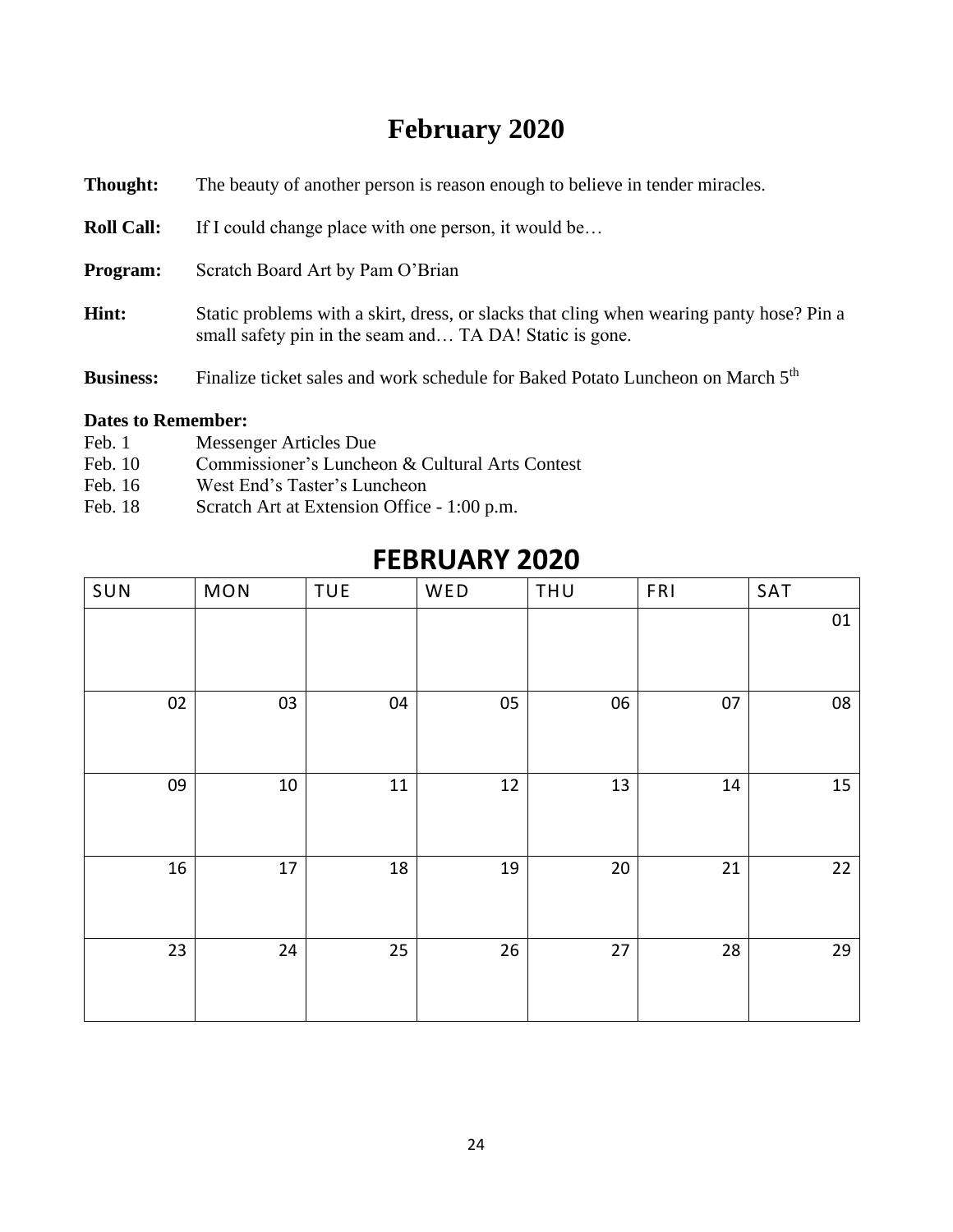# February 2020

**Thought:** The beauty of another person is reason enough to believe in tender miracles.

**Roll Call:** If I could change place with one person, it would be…

**Program:** Scratch Board Art by Pam O'Brian

**Hint:** Static problems with a skirt, dress, or slacks that cling when wearing panty hose? Pin a small safety pin in the seam and… TA DA! Static is gone.

**Business:** Finalize ticket sales and work schedule for Baked Potato Luncheon on March 5th

**Dates to Remember:**

Feb. 1 Messenger Articles Due
Feb. 10 Commissioner's Luncheon & Cultural Arts Contest
Feb. 16 West End's Taster's Luncheon
Feb. 18 Scratch Art at Extension Office - 1:00 p.m.

## FEBRUARY 2020

| SUN | MON | TUE | WED | THU | FRI | SAT |
|---|---|---|---|---|---|---|
| | | | | | | 01 |
| 02 | 03 | 04 | 05 | 06 | 07 | 08 |
| 09 | 10 | 11 | 12 | 13 | 14 | 15 |
| 16 | 17 | 18 | 19 | 20 | 21 | 22 |
| 23 | 24 | 25 | 26 | 27 | 28 | 29 |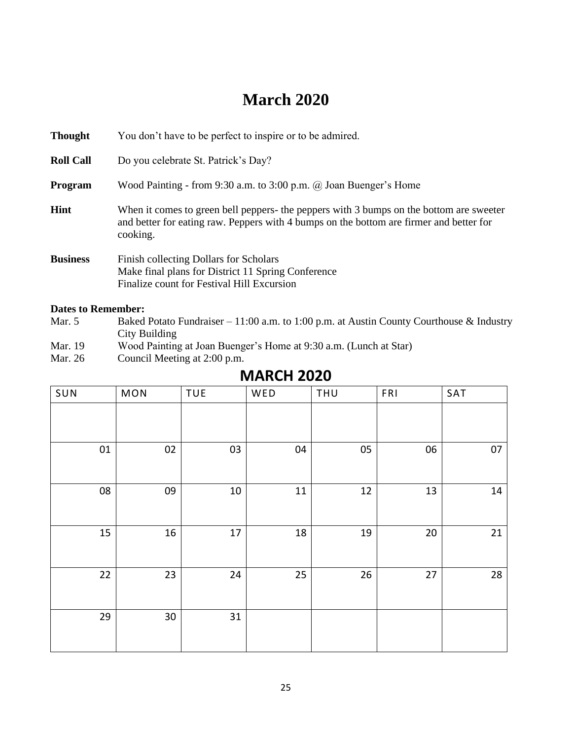# March 2020

**Thought** You don’t have to be perfect to inspire or to be admired.

**Roll Call** Do you celebrate St. Patrick’s Day?

**Program** Wood Painting - from 9:30 a.m. to 3:00 p.m. @ Joan Buenger’s Home

**Hint** When it comes to green bell peppers- the peppers with 3 bumps on the bottom are sweeter and better for eating raw. Peppers with 4 bumps on the bottom are firmer and better for cooking.

**Business** Finish collecting Dollars for Scholars
Make final plans for District 11 Spring Conference
Finalize count for Festival Hill Excursion

**Dates to Remember:**

Mar. 5 Baked Potato Fundraiser – 11:00 a.m. to 1:00 p.m. at Austin County Courthouse & Industry City Building

Mar. 19 Wood Painting at Joan Buenger’s Home at 9:30 a.m. (Lunch at Star)

Mar. 26 Council Meeting at 2:00 p.m.

## MARCH 2020

| SUN | MON | TUE | WED | THU | FRI | SAT |
|---|---|---|---|---|---|---|
| | | | | | | |
| 01 | 02 | 03 | 04 | 05 | 06 | 07 |
| 08 | 09 | 10 | 11 | 12 | 13 | 14 |
| 15 | 16 | 17 | 18 | 19 | 20 | 21 |
| 22 | 23 | 24 | 25 | 26 | 27 | 28 |
| 29 | 30 | 31 | | | | |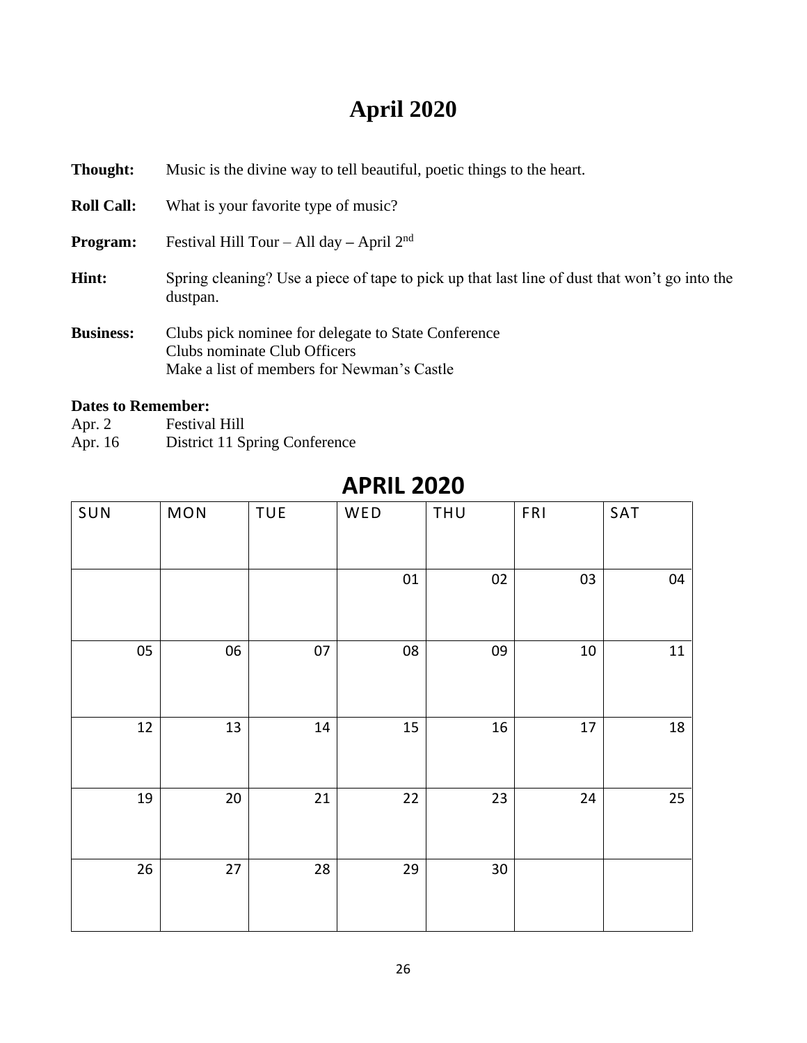# April 2020

**Thought:** Music is the divine way to tell beautiful, poetic things to the heart.

**Roll Call:** What is your favorite type of music?

**Program:** Festival Hill Tour – All day – April 2nd

**Hint:** Spring cleaning? Use a piece of tape to pick up that last line of dust that won't go into the dustpan.

**Business:** Clubs pick nominee for delegate to State Conference
Clubs nominate Club Officers
Make a list of members for Newman's Castle

**Dates to Remember:**
Apr. 2 Festival Hill
Apr. 16 District 11 Spring Conference

## APRIL 2020

| SUN | MON | TUE | WED | THU | FRI | SAT |
|---|---|---|---|---|---|---|
| | | | 01 | 02 | 03 | 04 |
| 05 | 06 | 07 | 08 | 09 | 10 | 11 |
| 12 | 13 | 14 | 15 | 16 | 17 | 18 |
| 19 | 20 | 21 | 22 | 23 | 24 | 25 |
| 26 | 27 | 28 | 29 | 30 | | |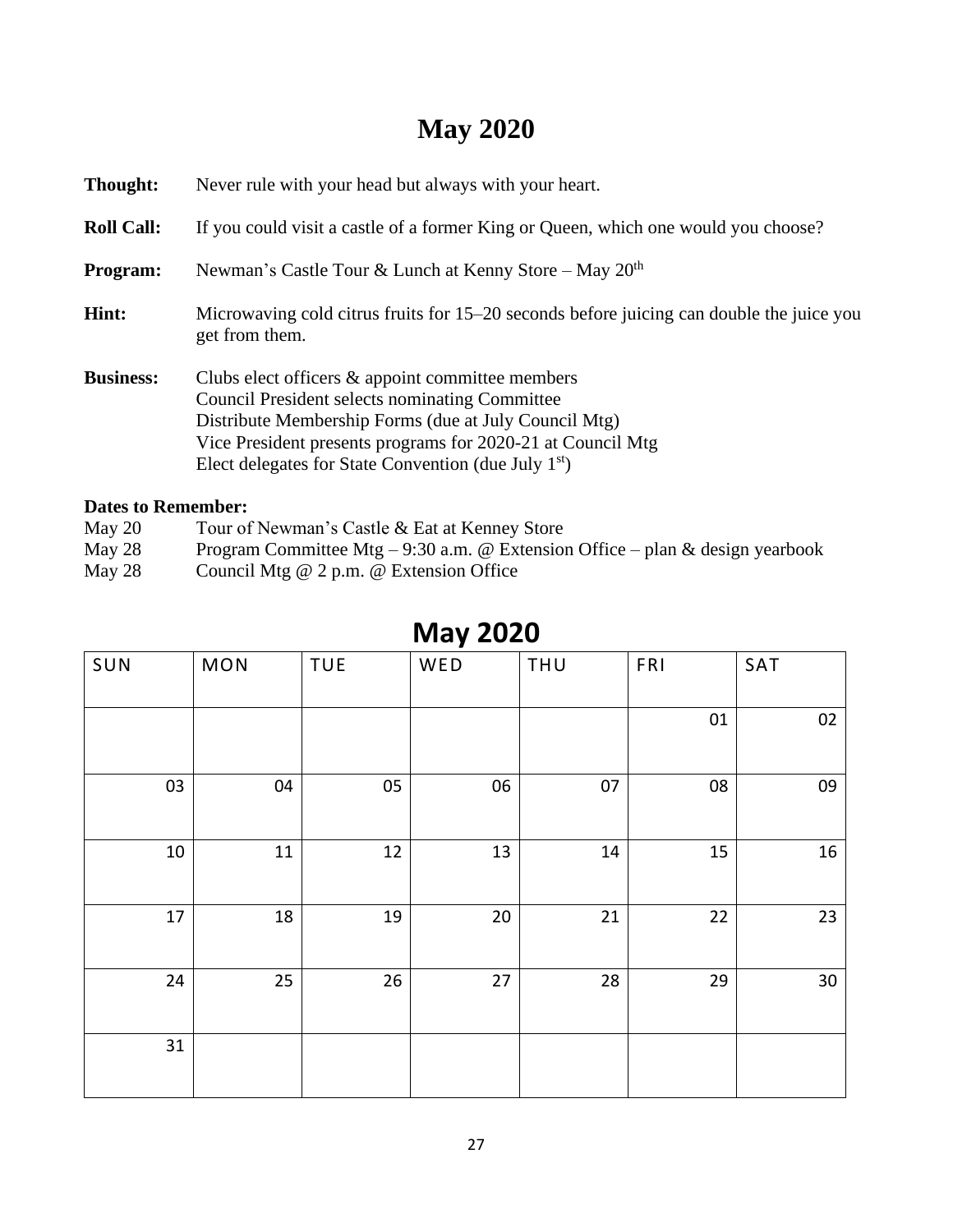# May 2020

**Thought:** Never rule with your head but always with your heart.

**Roll Call:** If you could visit a castle of a former King or Queen, which one would you choose?

**Program:** Newman's Castle Tour & Lunch at Kenny Store – May 20th

**Hint:** Microwaving cold citrus fruits for 15–20 seconds before juicing can double the juice you get from them.

**Business:** Clubs elect officers & appoint committee members
Council President selects nominating Committee
Distribute Membership Forms (due at July Council Mtg)
Vice President presents programs for 2020-21 at Council Mtg
Elect delegates for State Convention (due July 1st)

**Dates to Remember:**

May 20 Tour of Newman's Castle & Eat at Kenney Store
May 28 Program Committee Mtg – 9:30 a.m. @ Extension Office – plan & design yearbook
May 28 Council Mtg @ 2 p.m. @ Extension Office

## May 2020

| SUN | MON | TUE | WED | THU | FRI | SAT |
|---|---|---|---|---|---|---|
| | | | | | 01 | 02 |
| 03 | 04 | 05 | 06 | 07 | 08 | 09 |
| 10 | 11 | 12 | 13 | 14 | 15 | 16 |
| 17 | 18 | 19 | 20 | 21 | 22 | 23 |
| 24 | 25 | 26 | 27 | 28 | 29 | 30 |
| 31 | | | | | | |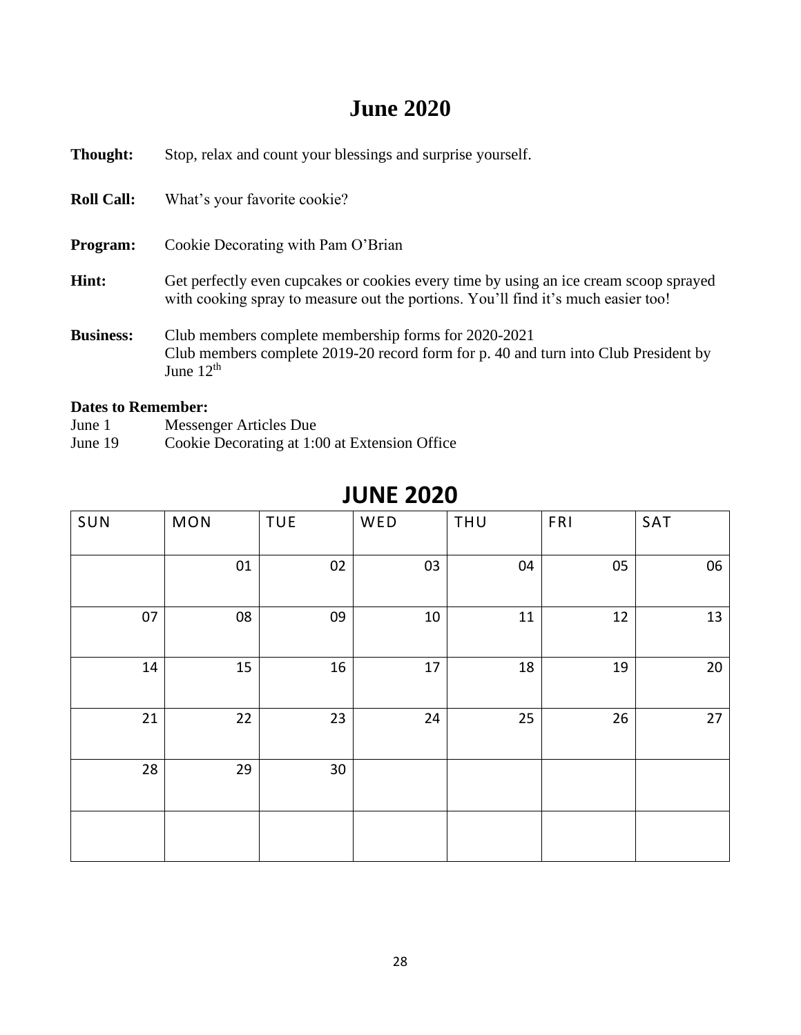# June 2020

**Thought:** Stop, relax and count your blessings and surprise yourself.

**Roll Call:** What's your favorite cookie?

**Program:** Cookie Decorating with Pam O'Brian

**Hint:** Get perfectly even cupcakes or cookies every time by using an ice cream scoop sprayed with cooking spray to measure out the portions. You'll find it's much easier too!

**Business:** Club members complete membership forms for 2020-2021
Club members complete 2019-20 record form for p. 40 and turn into Club President by June 12th

**Dates to Remember:**
June 1 Messenger Articles Due
June 19 Cookie Decorating at 1:00 at Extension Office

## JUNE 2020

| SUN | MON | TUE | WED | THU | FRI | SAT |
|---|---|---|---|---|---|---|
| | 01 | 02 | 03 | 04 | 05 | 06 |
| 07 | 08 | 09 | 10 | 11 | 12 | 13 |
| 14 | 15 | 16 | 17 | 18 | 19 | 20 |
| 21 | 22 | 23 | 24 | 25 | 26 | 27 |
| 28 | 29 | 30 | | | | |
| | | | | | | |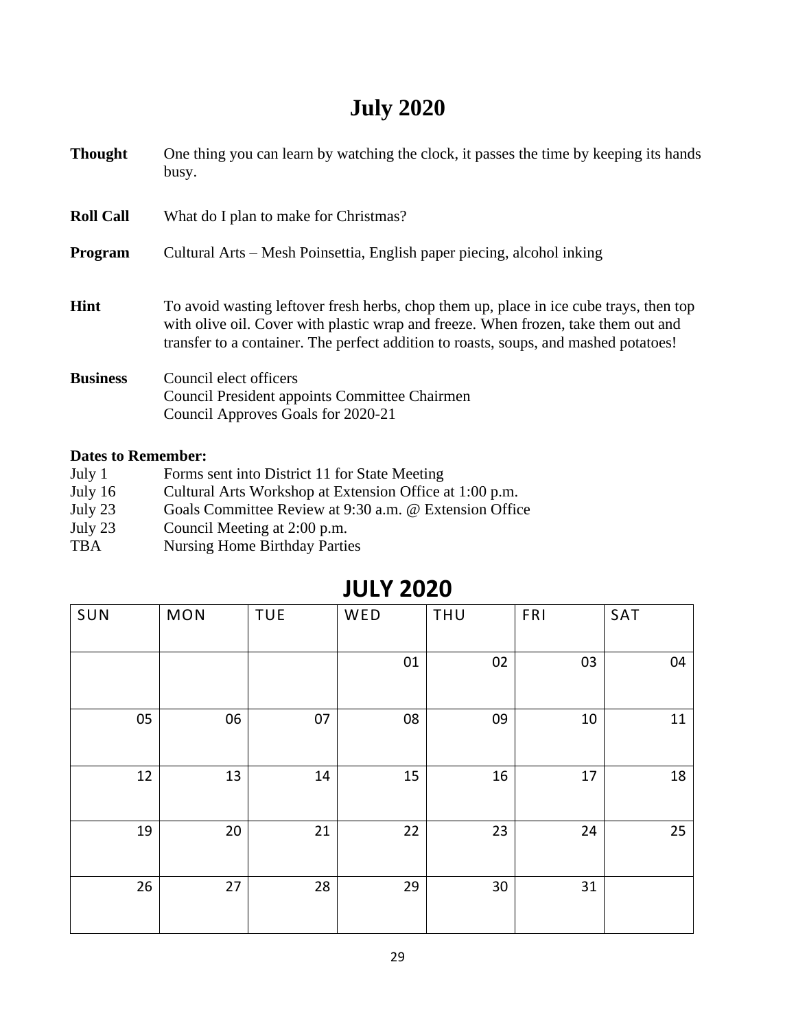# July 2020

**Thought** One thing you can learn by watching the clock, it passes the time by keeping its hands busy.

**Roll Call** What do I plan to make for Christmas?

**Program** Cultural Arts – Mesh Poinsettia, English paper piecing, alcohol inking

**Hint** To avoid wasting leftover fresh herbs, chop them up, place in ice cube trays, then top with olive oil. Cover with plastic wrap and freeze. When frozen, take them out and transfer to a container. The perfect addition to roasts, soups, and mashed potatoes!

**Business** Council elect officers
Council President appoints Committee Chairmen
Council Approves Goals for 2020-21

**Dates to Remember:**

| | |
|---|---|
| July 1 | Forms sent into District 11 for State Meeting |
| July 16 | Cultural Arts Workshop at Extension Office at 1:00 p.m. |
| July 23 | Goals Committee Review at 9:30 a.m. @ Extension Office |
| July 23 | Council Meeting at 2:00 p.m. |
| TBA | Nursing Home Birthday Parties |

## JULY 2020

| SUN | MON | TUE | WED | THU | FRI | SAT |
|---|---|---|---|---|---|---|
| | | | 01 | 02 | 03 | 04 |
| 05 | 06 | 07 | 08 | 09 | 10 | 11 |
| 12 | 13 | 14 | 15 | 16 | 17 | 18 |
| 19 | 20 | 21 | 22 | 23 | 24 | 25 |
| 26 | 27 | 28 | 29 | 30 | 31 | |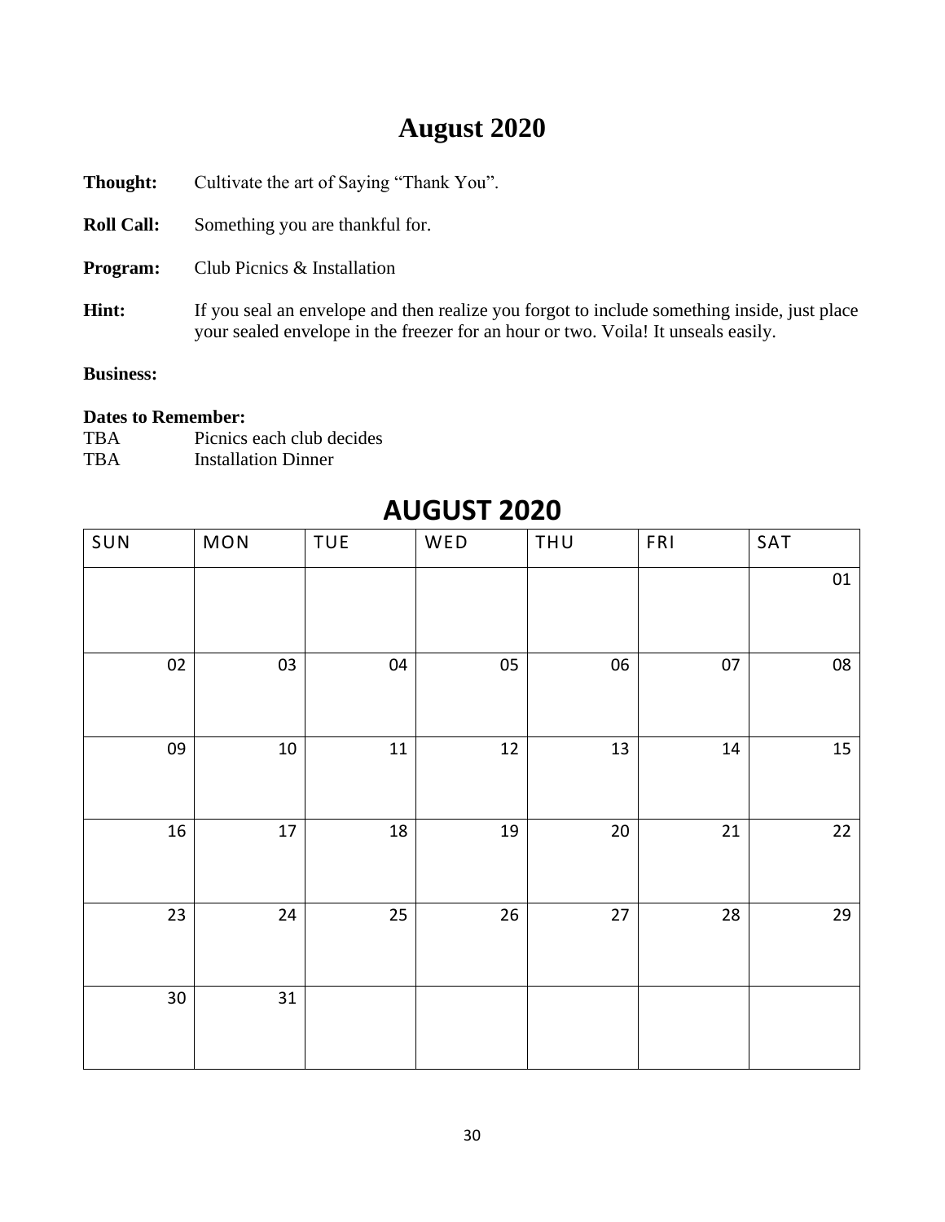# August 2020

**Thought:** Cultivate the art of Saying "Thank You".

**Roll Call:** Something you are thankful for.

**Program:** Club Picnics & Installation

**Hint:** If you seal an envelope and then realize you forgot to include something inside, just place your sealed envelope in the freezer for an hour or two. Voila! It unseals easily.

**Business:**

**Dates to Remember:**
TBA Picnics each club decides
TBA Installation Dinner

## AUGUST 2020

| SUN | MON | TUE | WED | THU | FRI | SAT |
|---|---|---|---|---|---|---|
| | | | | | | 01 |
| 02 | 03 | 04 | 05 | 06 | 07 | 08 |
| 09 | 10 | 11 | 12 | 13 | 14 | 15 |
| 16 | 17 | 18 | 19 | 20 | 21 | 22 |
| 23 | 24 | 25 | 26 | 27 | 28 | 29 |
| 30 | 31 | | | | | |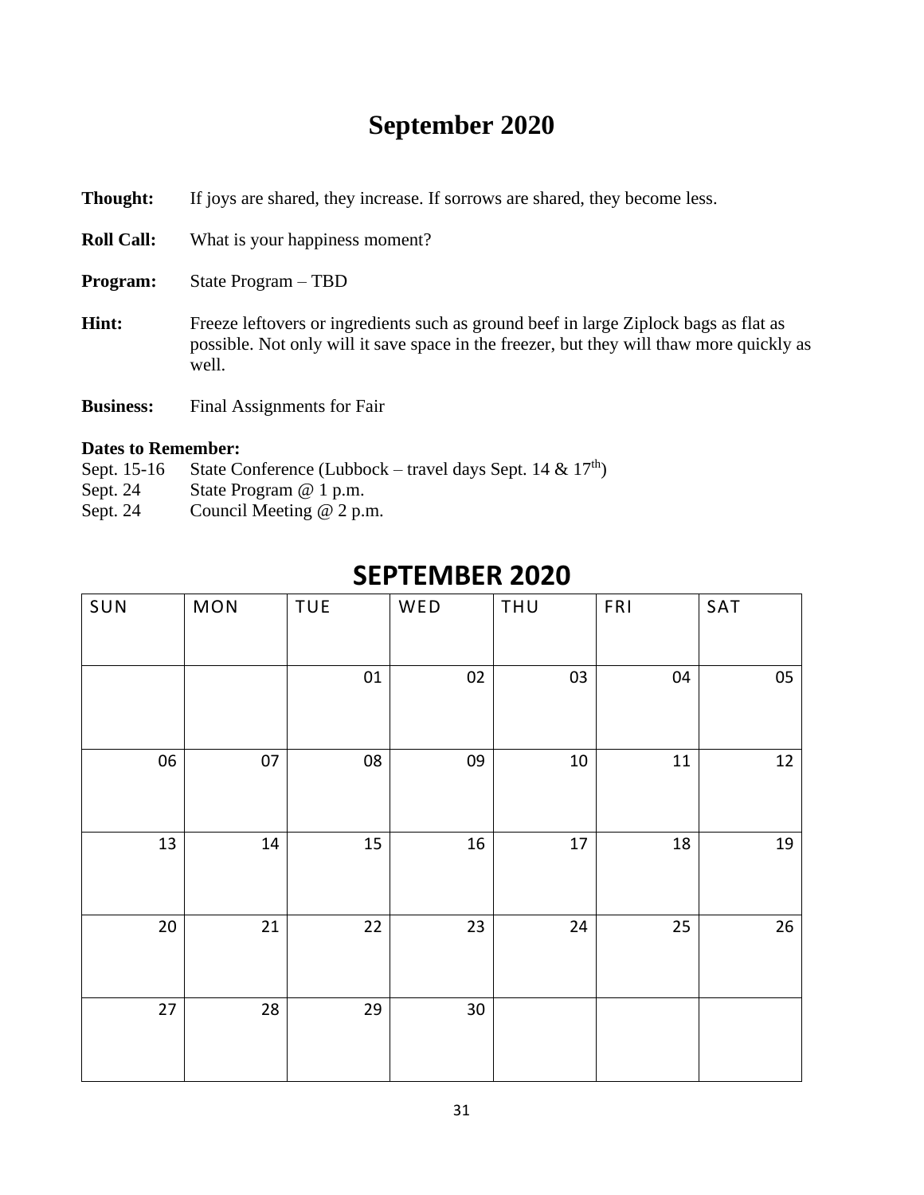# September 2020

**Thought:** If joys are shared, they increase. If sorrows are shared, they become less.

**Roll Call:** What is your happiness moment?

**Program:** State Program – TBD

**Hint:** Freeze leftovers or ingredients such as ground beef in large Ziplock bags as flat as possible. Not only will it save space in the freezer, but they will thaw more quickly as well.

**Business:** Final Assignments for Fair

**Dates to Remember:**

Sept. 15-16 State Conference (Lubbock – travel days Sept. 14 & 17th)
Sept. 24 State Program @ 1 p.m.
Sept. 24 Council Meeting @ 2 p.m.

## SEPTEMBER 2020

| SUN | MON | TUE | WED | THU | FRI | SAT |
|---|---|---|---|---|---|---|
| | | 01 | 02 | 03 | 04 | 05 |
| 06 | 07 | 08 | 09 | 10 | 11 | 12 |
| 13 | 14 | 15 | 16 | 17 | 18 | 19 |
| 20 | 21 | 22 | 23 | 24 | 25 | 26 |
| 27 | 28 | 29 | 30 | | | |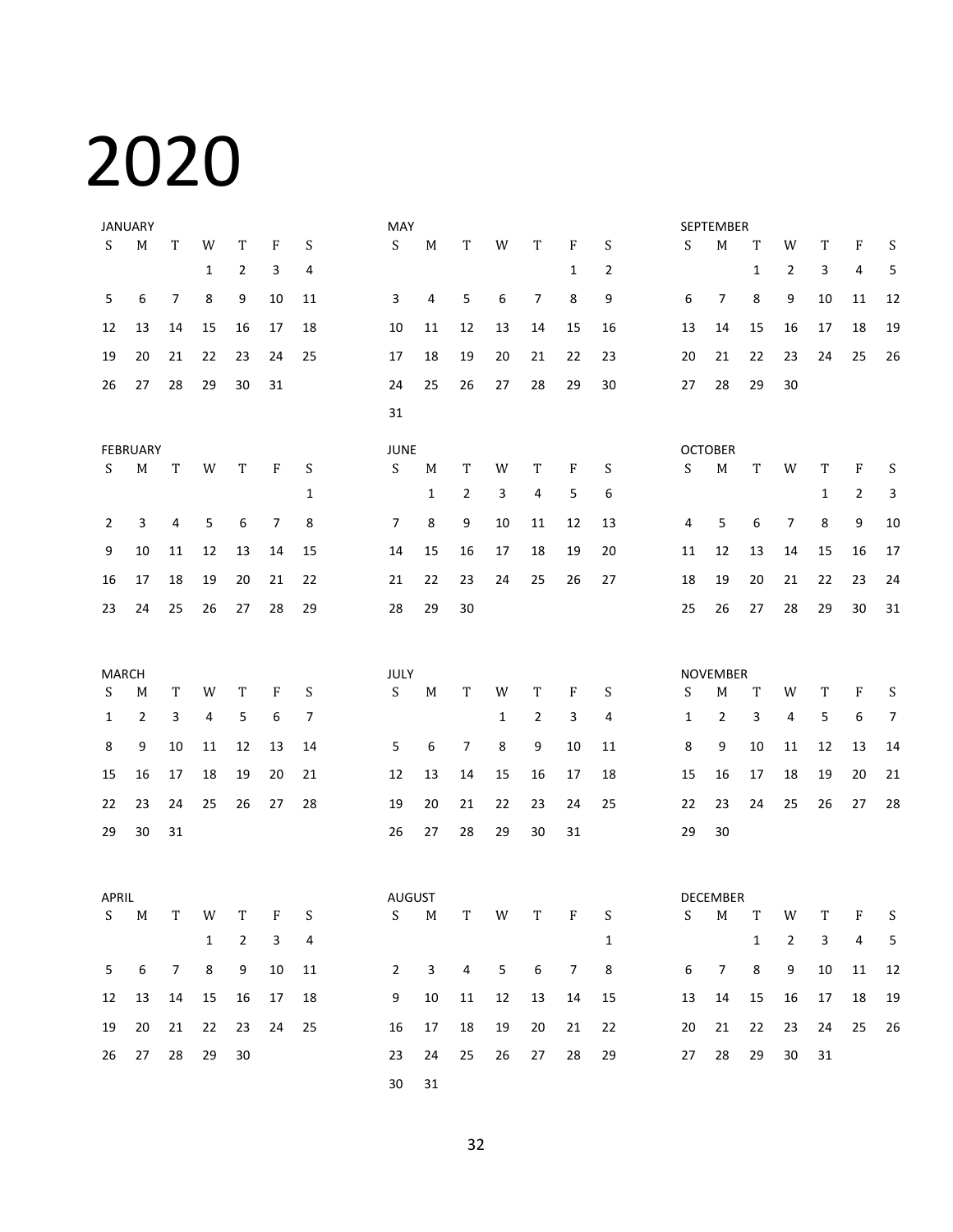# 2020

### JANUARY

| S | M | T | W | T | F | S |
|---|---|---|---|---|---|---|
| | | | 1 | 2 | 3 | 4 |
| 5 | 6 | 7 | 8 | 9 | 10 | 11 |
| 12 | 13 | 14 | 15 | 16 | 17 | 18 |
| 19 | 20 | 21 | 22 | 23 | 24 | 25 |
| 26 | 27 | 28 | 29 | 30 | 31 | |

### FEBRUARY

| S | M | T | W | T | F | S |
|---|---|---|---|---|---|---|
| | | | | | | 1 |
| 2 | 3 | 4 | 5 | 6 | 7 | 8 |
| 9 | 10 | 11 | 12 | 13 | 14 | 15 |
| 16 | 17 | 18 | 19 | 20 | 21 | 22 |
| 23 | 24 | 25 | 26 | 27 | 28 | 29 |

### MARCH

| S | M | T | W | T | F | S |
|---|---|---|---|---|---|---|
| 1 | 2 | 3 | 4 | 5 | 6 | 7 |
| 8 | 9 | 10 | 11 | 12 | 13 | 14 |
| 15 | 16 | 17 | 18 | 19 | 20 | 21 |
| 22 | 23 | 24 | 25 | 26 | 27 | 28 |
| 29 | 30 | 31 | | | | |

### APRIL

| S | M | T | W | T | F | S |
|---|---|---|---|---|---|---|
| | | | 1 | 2 | 3 | 4 |
| 5 | 6 | 7 | 8 | 9 | 10 | 11 |
| 12 | 13 | 14 | 15 | 16 | 17 | 18 |
| 19 | 20 | 21 | 22 | 23 | 24 | 25 |
| 26 | 27 | 28 | 29 | 30 | | |

### MAY

| S | M | T | W | T | F | S |
|---|---|---|---|---|---|---|
| | | | | | 1 | 2 |
| 3 | 4 | 5 | 6 | 7 | 8 | 9 |
| 10 | 11 | 12 | 13 | 14 | 15 | 16 |
| 17 | 18 | 19 | 20 | 21 | 22 | 23 |
| 24 | 25 | 26 | 27 | 28 | 29 | 30 |
| 31 | | | | | | |

### JUNE

| S | M | T | W | T | F | S |
|---|---|---|---|---|---|---|
| | 1 | 2 | 3 | 4 | 5 | 6 |
| 7 | 8 | 9 | 10 | 11 | 12 | 13 |
| 14 | 15 | 16 | 17 | 18 | 19 | 20 |
| 21 | 22 | 23 | 24 | 25 | 26 | 27 |
| 28 | 29 | 30 | | | | |

### JULY

| S | M | T | W | T | F | S |
|---|---|---|---|---|---|---|
| | | | 1 | 2 | 3 | 4 |
| 5 | 6 | 7 | 8 | 9 | 10 | 11 |
| 12 | 13 | 14 | 15 | 16 | 17 | 18 |
| 19 | 20 | 21 | 22 | 23 | 24 | 25 |
| 26 | 27 | 28 | 29 | 30 | 31 | |

### AUGUST

| S | M | T | W | T | F | S |
|---|---|---|---|---|---|---|
| | | | | | | 1 |
| 2 | 3 | 4 | 5 | 6 | 7 | 8 |
| 9 | 10 | 11 | 12 | 13 | 14 | 15 |
| 16 | 17 | 18 | 19 | 20 | 21 | 22 |
| 23 | 24 | 25 | 26 | 27 | 28 | 29 |
| 30 | 31 | | | | | |

### SEPTEMBER

| S | M | T | W | T | F | S |
|---|---|---|---|---|---|---|
| | | 1 | 2 | 3 | 4 | 5 |
| 6 | 7 | 8 | 9 | 10 | 11 | 12 |
| 13 | 14 | 15 | 16 | 17 | 18 | 19 |
| 20 | 21 | 22 | 23 | 24 | 25 | 26 |
| 27 | 28 | 29 | 30 | | | |

### OCTOBER

| S | M | T | W | T | F | S |
|---|---|---|---|---|---|---|
| | | | | 1 | 2 | 3 |
| 4 | 5 | 6 | 7 | 8 | 9 | 10 |
| 11 | 12 | 13 | 14 | 15 | 16 | 17 |
| 18 | 19 | 20 | 21 | 22 | 23 | 24 |
| 25 | 26 | 27 | 28 | 29 | 30 | 31 |

### NOVEMBER

| S | M | T | W | T | F | S |
|---|---|---|---|---|---|---|
| 1 | 2 | 3 | 4 | 5 | 6 | 7 |
| 8 | 9 | 10 | 11 | 12 | 13 | 14 |
| 15 | 16 | 17 | 18 | 19 | 20 | 21 |
| 22 | 23 | 24 | 25 | 26 | 27 | 28 |
| 29 | 30 | | | | | |

### DECEMBER

| S | M | T | W | T | F | S |
|---|---|---|---|---|---|---|
| | | 1 | 2 | 3 | 4 | 5 |
| 6 | 7 | 8 | 9 | 10 | 11 | 12 |
| 13 | 14 | 15 | 16 | 17 | 18 | 19 |
| 20 | 21 | 22 | 23 | 24 | 25 | 26 |
| 27 | 28 | 29 | 30 | 31 | | |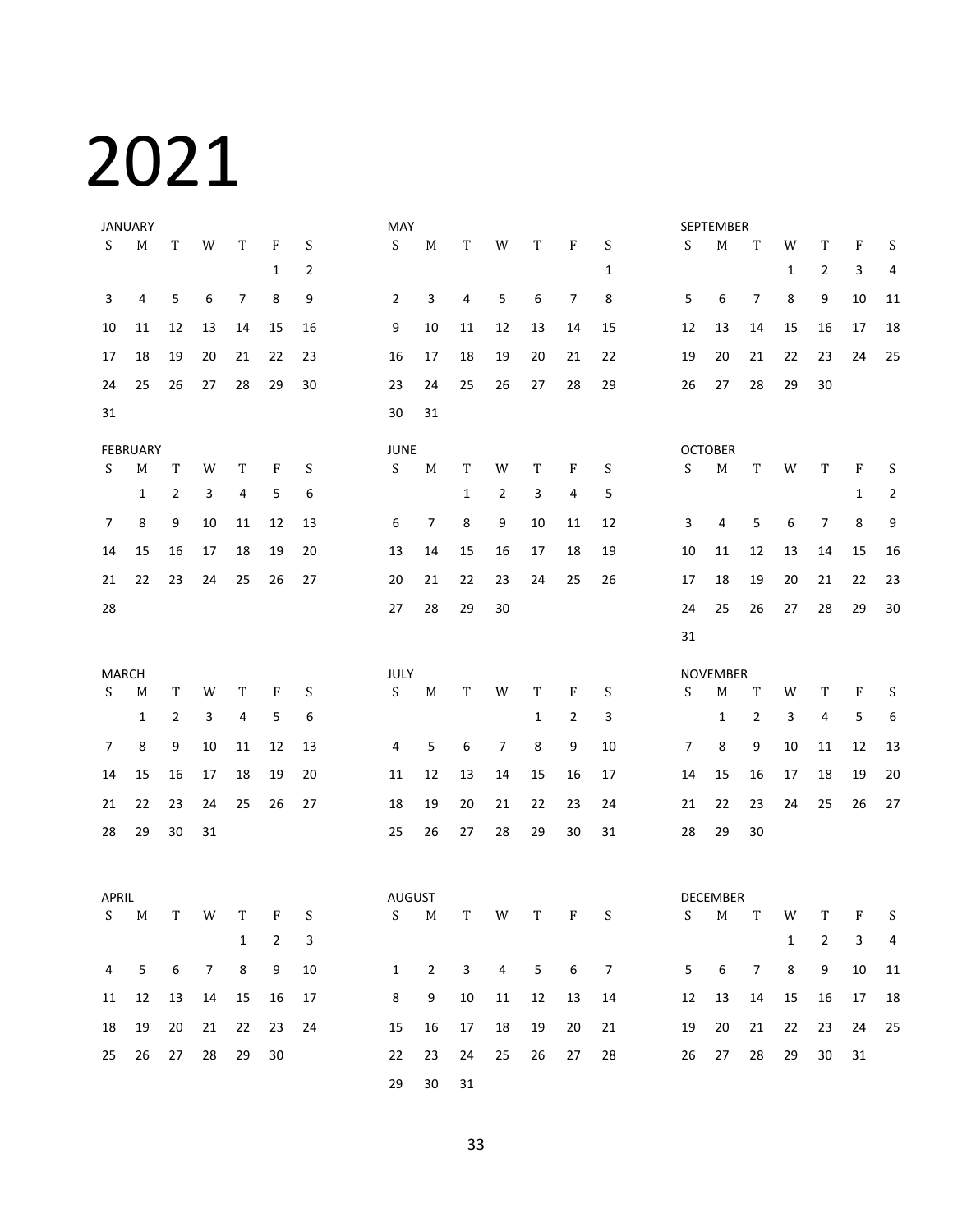# 2021

### JANUARY

| S | M | T | W | T | F | S |
|---|---|---|---|---|---|---|
| | | | | | 1 | 2 |
| 3 | 4 | 5 | 6 | 7 | 8 | 9 |
| 10 | 11 | 12 | 13 | 14 | 15 | 16 |
| 17 | 18 | 19 | 20 | 21 | 22 | 23 |
| 24 | 25 | 26 | 27 | 28 | 29 | 30 |
| 31 | | | | | | |

### FEBRUARY

| S | M | T | W | T | F | S |
|---|---|---|---|---|---|---|
| | 1 | 2 | 3 | 4 | 5 | 6 |
| 7 | 8 | 9 | 10 | 11 | 12 | 13 |
| 14 | 15 | 16 | 17 | 18 | 19 | 20 |
| 21 | 22 | 23 | 24 | 25 | 26 | 27 |
| 28 | | | | | | |

### MARCH

| S | M | T | W | T | F | S |
|---|---|---|---|---|---|---|
| | 1 | 2 | 3 | 4 | 5 | 6 |
| 7 | 8 | 9 | 10 | 11 | 12 | 13 |
| 14 | 15 | 16 | 17 | 18 | 19 | 20 |
| 21 | 22 | 23 | 24 | 25 | 26 | 27 |
| 28 | 29 | 30 | 31 | | | |

### APRIL

| S | M | T | W | T | F | S |
|---|---|---|---|---|---|---|
| | | | | 1 | 2 | 3 |
| 4 | 5 | 6 | 7 | 8 | 9 | 10 |
| 11 | 12 | 13 | 14 | 15 | 16 | 17 |
| 18 | 19 | 20 | 21 | 22 | 23 | 24 |
| 25 | 26 | 27 | 28 | 29 | 30 | |

### MAY

| S | M | T | W | T | F | S |
|---|---|---|---|---|---|---|
| | | | | | | 1 |
| 2 | 3 | 4 | 5 | 6 | 7 | 8 |
| 9 | 10 | 11 | 12 | 13 | 14 | 15 |
| 16 | 17 | 18 | 19 | 20 | 21 | 22 |
| 23 | 24 | 25 | 26 | 27 | 28 | 29 |
| 30 | 31 | | | | | |

### JUNE

| S | M | T | W | T | F | S |
|---|---|---|---|---|---|---|
| | | 1 | 2 | 3 | 4 | 5 |
| 6 | 7 | 8 | 9 | 10 | 11 | 12 |
| 13 | 14 | 15 | 16 | 17 | 18 | 19 |
| 20 | 21 | 22 | 23 | 24 | 25 | 26 |
| 27 | 28 | 29 | 30 | | | |

### JULY

| S | M | T | W | T | F | S |
|---|---|---|---|---|---|---|
| | | | | 1 | 2 | 3 |
| 4 | 5 | 6 | 7 | 8 | 9 | 10 |
| 11 | 12 | 13 | 14 | 15 | 16 | 17 |
| 18 | 19 | 20 | 21 | 22 | 23 | 24 |
| 25 | 26 | 27 | 28 | 29 | 30 | 31 |

### AUGUST

| S | M | T | W | T | F | S |
|---|---|---|---|---|---|---|
| 1 | 2 | 3 | 4 | 5 | 6 | 7 |
| 8 | 9 | 10 | 11 | 12 | 13 | 14 |
| 15 | 16 | 17 | 18 | 19 | 20 | 21 |
| 22 | 23 | 24 | 25 | 26 | 27 | 28 |
| 29 | 30 | 31 | | | | |

### SEPTEMBER

| S | M | T | W | T | F | S |
|---|---|---|---|---|---|---|
| | | | 1 | 2 | 3 | 4 |
| 5 | 6 | 7 | 8 | 9 | 10 | 11 |
| 12 | 13 | 14 | 15 | 16 | 17 | 18 |
| 19 | 20 | 21 | 22 | 23 | 24 | 25 |
| 26 | 27 | 28 | 29 | 30 | | |

### OCTOBER

| S | M | T | W | T | F | S |
|---|---|---|---|---|---|---|
| | | | | | 1 | 2 |
| 3 | 4 | 5 | 6 | 7 | 8 | 9 |
| 10 | 11 | 12 | 13 | 14 | 15 | 16 |
| 17 | 18 | 19 | 20 | 21 | 22 | 23 |
| 24 | 25 | 26 | 27 | 28 | 29 | 30 |
| 31 | | | | | | |

### NOVEMBER

| S | M | T | W | T | F | S |
|---|---|---|---|---|---|---|
| | 1 | 2 | 3 | 4 | 5 | 6 |
| 7 | 8 | 9 | 10 | 11 | 12 | 13 |
| 14 | 15 | 16 | 17 | 18 | 19 | 20 |
| 21 | 22 | 23 | 24 | 25 | 26 | 27 |
| 28 | 29 | 30 | | | | |

### DECEMBER

| S | M | T | W | T | F | S |
|---|---|---|---|---|---|---|
| | | | 1 | 2 | 3 | 4 |
| 5 | 6 | 7 | 8 | 9 | 10 | 11 |
| 12 | 13 | 14 | 15 | 16 | 17 | 18 |
| 19 | 20 | 21 | 22 | 23 | 24 | 25 |
| 26 | 27 | 28 | 29 | 30 | 31 | |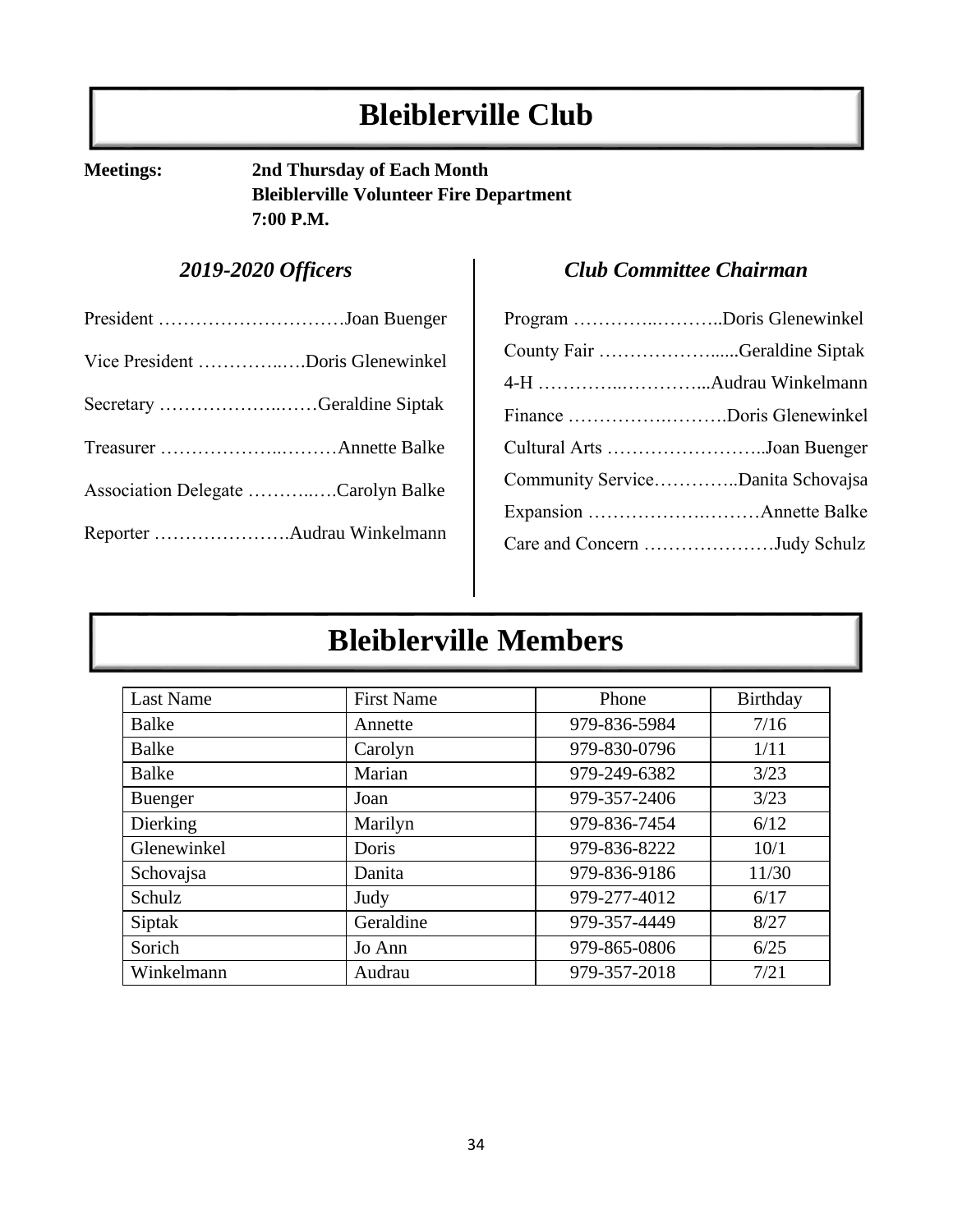# Bleiblerville Club

**Meetings:** **2nd Thursday of Each Month**
**Bleiblerville Volunteer Fire Department**
**7:00 P.M.**

### *2019-2020 Officers*

President …………………………Joan Buenger

Vice President …………..….Doris Glenewinkel

Secretary ………………..……Geraldine Siptak

Treasurer ………………..………Annette Balke

Association Delegate ………..….Carolyn Balke

Reporter ………………….Audrau Winkelmann

### *Club Committee Chairman*

Program …………..………..Doris Glenewinkel

County Fair ………………......Geraldine Siptak

4-H …………..…………...Audrau Winkelmann

Finance ………….……….Doris Glenewinkel

Cultural Arts ……………………..Joan Buenger

Community Service…………..Danita Schovajsa

Expansion ……………….………Annette Balke

Care and Concern …………………Judy Schulz

# Bleiblerville Members

| Last Name | First Name | Phone | Birthday |
|---|---|---|---|
| Balke | Annette | 979-836-5984 | 7/16 |
| Balke | Carolyn | 979-830-0796 | 1/11 |
| Balke | Marian | 979-249-6382 | 3/23 |
| Buenger | Joan | 979-357-2406 | 3/23 |
| Dierking | Marilyn | 979-836-7454 | 6/12 |
| Glenewinkel | Doris | 979-836-8222 | 10/1 |
| Schovajsa | Danita | 979-836-9186 | 11/30 |
| Schulz | Judy | 979-277-4012 | 6/17 |
| Siptak | Geraldine | 979-357-4449 | 8/27 |
| Sorich | Jo Ann | 979-865-0806 | 6/25 |
| Winkelmann | Audrau | 979-357-2018 | 7/21 |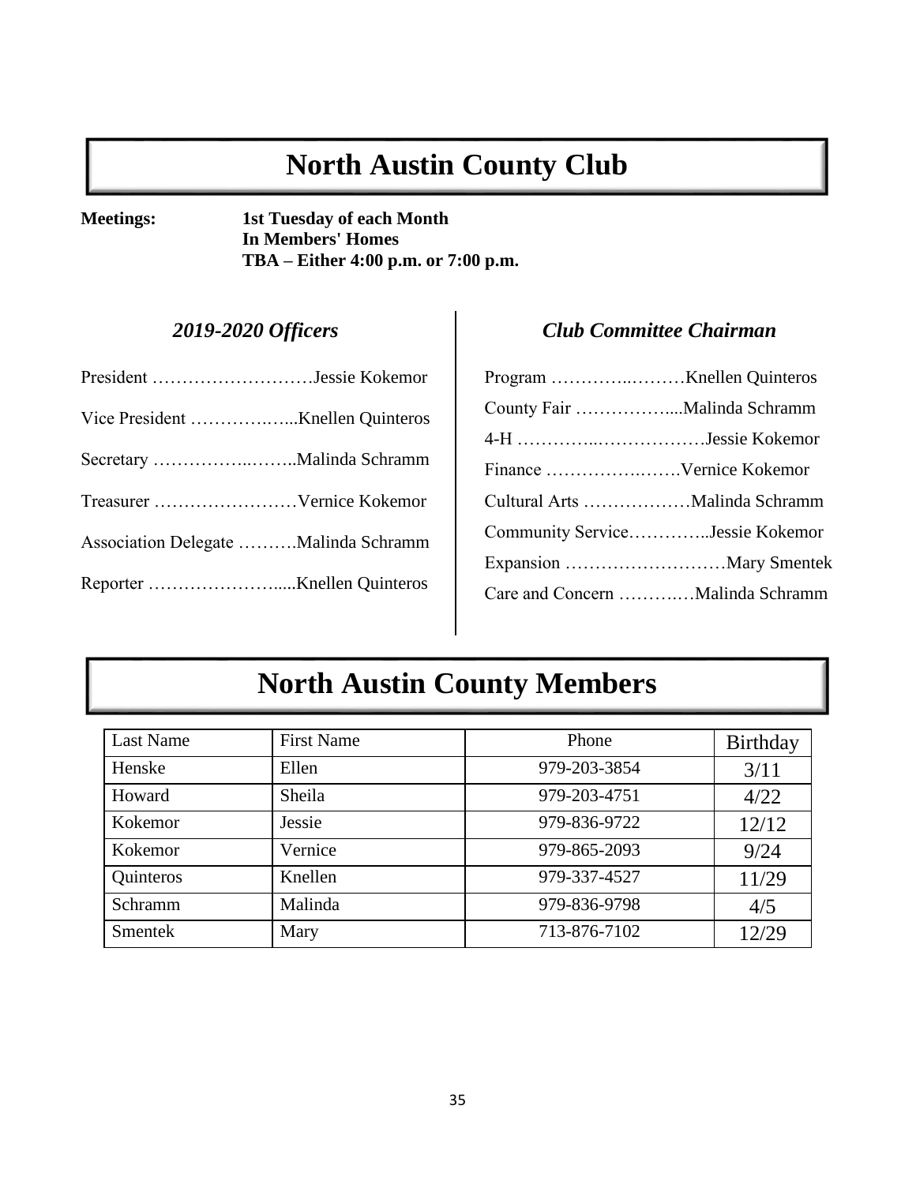# North Austin County Club

**Meetings:** **1st Tuesday of each Month**
**In Members' Homes**
**TBA – Either 4:00 p.m. or 7:00 p.m.**

### *2019-2020 Officers*

President ………………………Jessie Kokemor

Vice President …………….…...Knellen Quinteros

Secretary ……………..……..Malinda Schramm

Treasurer ……………………Vernice Kokemor

Association Delegate ……….Malinda Schramm

Reporter …………………......Knellen Quinteros

### *Club Committee Chairman*

Program …………..………Knellen Quinteros

County Fair ……………....Malinda Schramm

4-H …………...………………Jessie Kokemor

Finance ……………….……Vernice Kokemor

Cultural Arts ………………Malinda Schramm

Community Service…………..Jessie Kokemor

Expansion ………………………Mary Smentek

Care and Concern ……….…Malinda Schramm

# North Austin County Members

| Last Name | First Name | Phone | Birthday |
|---|---|---|---|
| Henske | Ellen | 979-203-3854 | 3/11 |
| Howard | Sheila | 979-203-4751 | 4/22 |
| Kokemor | Jessie | 979-836-9722 | 12/12 |
| Kokemor | Vernice | 979-865-2093 | 9/24 |
| Quinteros | Knellen | 979-337-4527 | 11/29 |
| Schramm | Malinda | 979-836-9798 | 4/5 |
| Smentek | Mary | 713-876-7102 | 12/29 |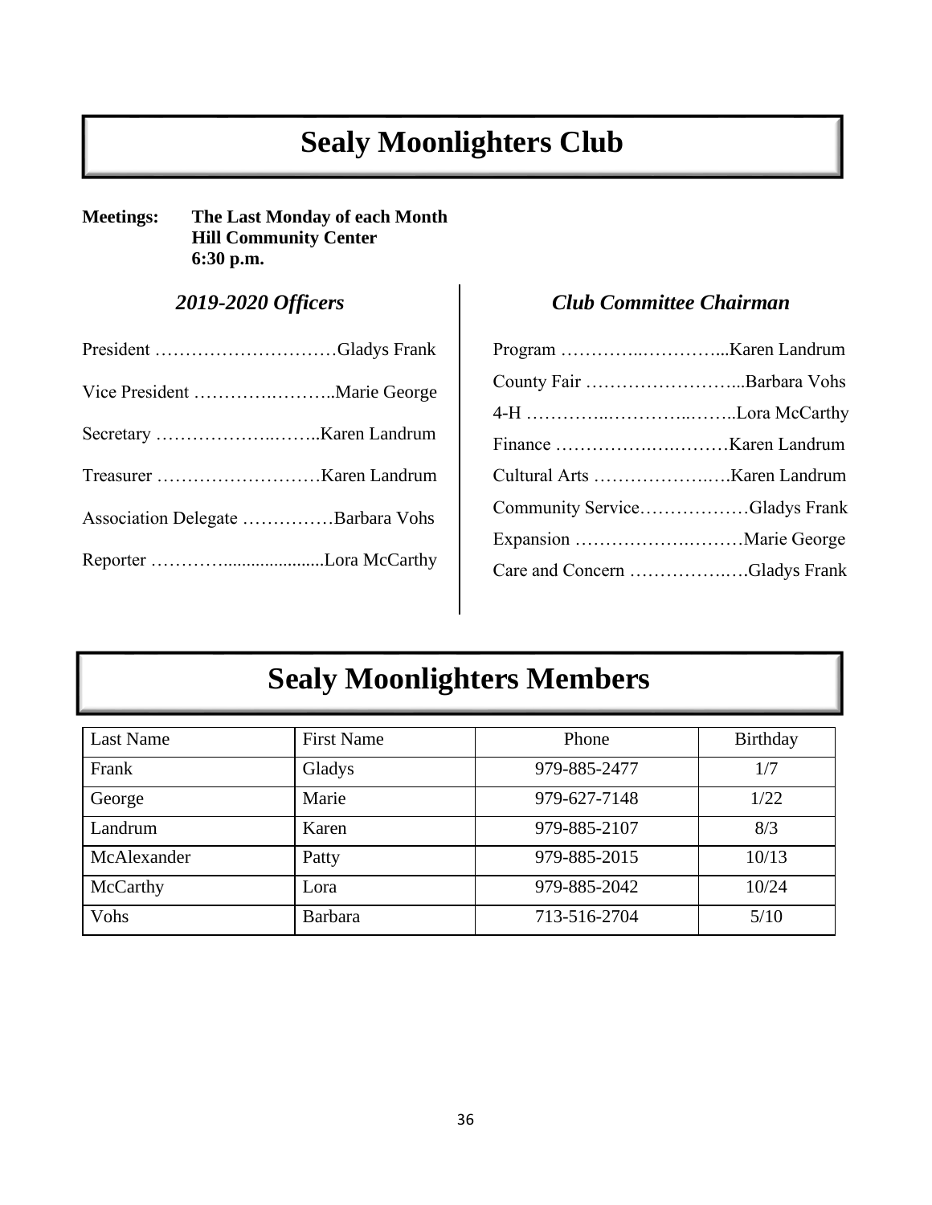# Sealy Moonlighters Club

**Meetings:** **The Last Monday of each Month**
**Hill Community Center**
**6:30 p.m.**

### *2019-2020 Officers*

President …………………………Gladys Frank

Vice President ………….………..Marie George

Secretary ………………..……..Karen Landrum

Treasurer ………………………Karen Landrum

Association Delegate ……………Barbara Vohs

Reporter ………….....................Lora McCarthy

### *Club Committee Chairman*

Program …………..…………...Karen Landrum

County Fair ……………………...Barbara Vohs

4-H …………..…………..……..Lora McCarthy

Finance …………….….………Karen Landrum

Cultural Arts ……………….….Karen Landrum

Community Service………………Gladys Frank

Expansion ……………….………Marie George

Care and Concern ……………..….Gladys Frank

# Sealy Moonlighters Members

| Last Name | First Name | Phone | Birthday |
|---|---|---|---|
| Frank | Gladys | 979-885-2477 | 1/7 |
| George | Marie | 979-627-7148 | 1/22 |
| Landrum | Karen | 979-885-2107 | 8/3 |
| McAlexander | Patty | 979-885-2015 | 10/13 |
| McCarthy | Lora | 979-885-2042 | 10/24 |
| Vohs | Barbara | 713-516-2704 | 5/10 |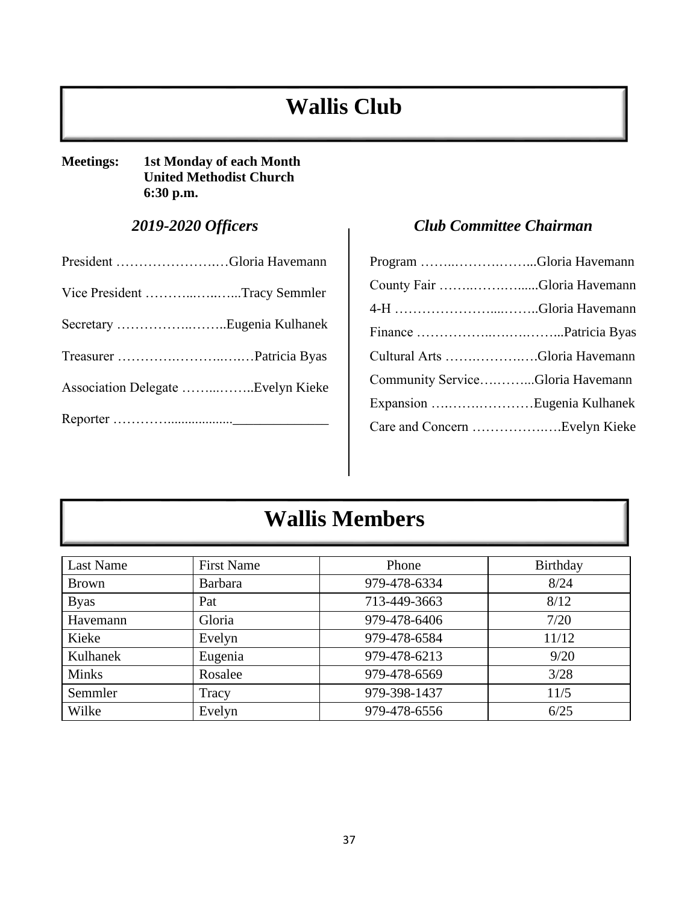# Wallis Club

**Meetings:** **1st Monday of each Month**
**United Methodist Church**
**6:30 p.m.**

### *2019-2020 Officers*

President ……………………Gloria Havemann

Vice President ………..…..…..Tracy Semmler

Secretary ……………..……..Eugenia Kulhanek

Treasurer ………….………..….…Patricia Byas

Association Delegate ……...……..Evelyn Kieke

Reporter …………..................______________

### *Club Committee Chairman*

Program ……..……….……...Gloria Havemann

County Fair ……..…….….....Gloria Havemann

4-H …………………....……..Gloria Havemann

Finance ……………..….….……...Patricia Byas

Cultural Arts …….………..….Gloria Havemann

Community Service….……...Gloria Havemann

Expansion ….…….…………Eugenia Kulhanek

Care and Concern ………….….Evelyn Kieke

# Wallis Members

| Last Name | First Name | Phone | Birthday |
|---|---|---|---|
| Brown | Barbara | 979-478-6334 | 8/24 |
| Byas | Pat | 713-449-3663 | 8/12 |
| Havemann | Gloria | 979-478-6406 | 7/20 |
| Kieke | Evelyn | 979-478-6584 | 11/12 |
| Kulhanek | Eugenia | 979-478-6213 | 9/20 |
| Minks | Rosalee | 979-478-6569 | 3/28 |
| Semmler | Tracy | 979-398-1437 | 11/5 |
| Wilke | Evelyn | 979-478-6556 | 6/25 |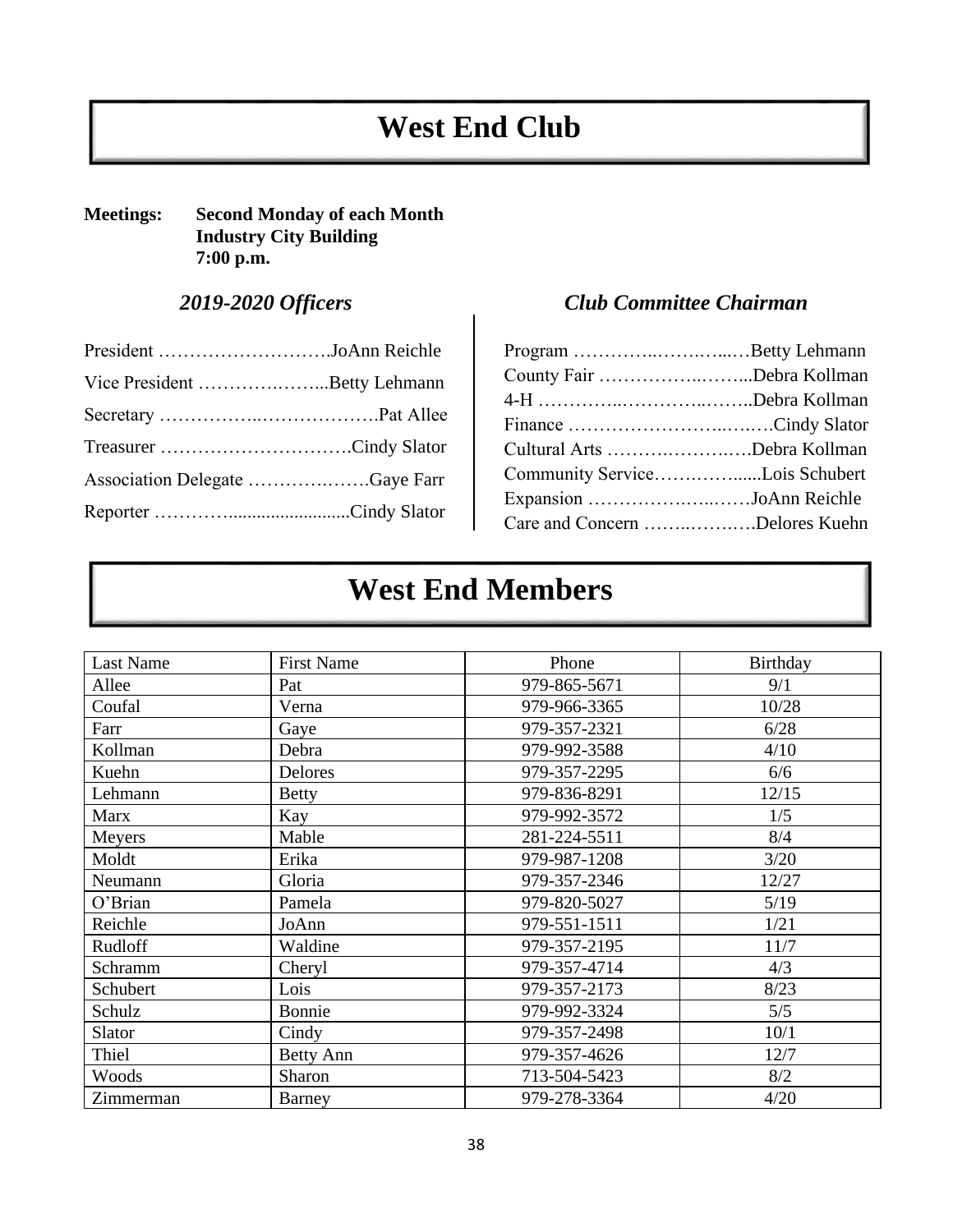# West End Club

**Meetings:** **Second Monday of each Month**
**Industry City Building**
**7:00 p.m.**

### *2019-2020 Officers*

President ……………………….JoAnn Reichle

Vice President ……………….…...Betty Lehmann

Secretary ……………..……………….Pat Allee

Treasurer ………………………….Cindy Slator

Association Delegate …………….…….Gaye Farr

Reporter ………….........................Cindy Slator

### *Club Committee Chairman*

Program …………..…….…...…Betty Lehmann

County Fair …………….…….....Debra Kollman

4-H …………..…………..……..Debra Kollman

Finance ……………………..….….Cindy Slator

Cultural Arts ……….……….….Debra Kollman

Community Service…….……......Lois Schubert

Expansion …………….…..……JoAnn Reichle

Care and Concern ……..…….….Delores Kuehn

# West End Members

| Last Name | First Name | Phone | Birthday |
|---|---|---|---|
| Allee | Pat | 979-865-5671 | 9/1 |
| Coufal | Verna | 979-966-3365 | 10/28 |
| Farr | Gaye | 979-357-2321 | 6/28 |
| Kollman | Debra | 979-992-3588 | 4/10 |
| Kuehn | Delores | 979-357-2295 | 6/6 |
| Lehmann | Betty | 979-836-8291 | 12/15 |
| Marx | Kay | 979-992-3572 | 1/5 |
| Meyers | Mable | 281-224-5511 | 8/4 |
| Moldt | Erika | 979-987-1208 | 3/20 |
| Neumann | Gloria | 979-357-2346 | 12/27 |
| O'Brian | Pamela | 979-820-5027 | 5/19 |
| Reichle | JoAnn | 979-551-1511 | 1/21 |
| Rudloff | Waldine | 979-357-2195 | 11/7 |
| Schramm | Cheryl | 979-357-4714 | 4/3 |
| Schubert | Lois | 979-357-2173 | 8/23 |
| Schulz | Bonnie | 979-992-3324 | 5/5 |
| Slator | Cindy | 979-357-2498 | 10/1 |
| Thiel | Betty Ann | 979-357-4626 | 12/7 |
| Woods | Sharon | 713-504-5423 | 8/2 |
| Zimmerman | Barney | 979-278-3364 | 4/20 |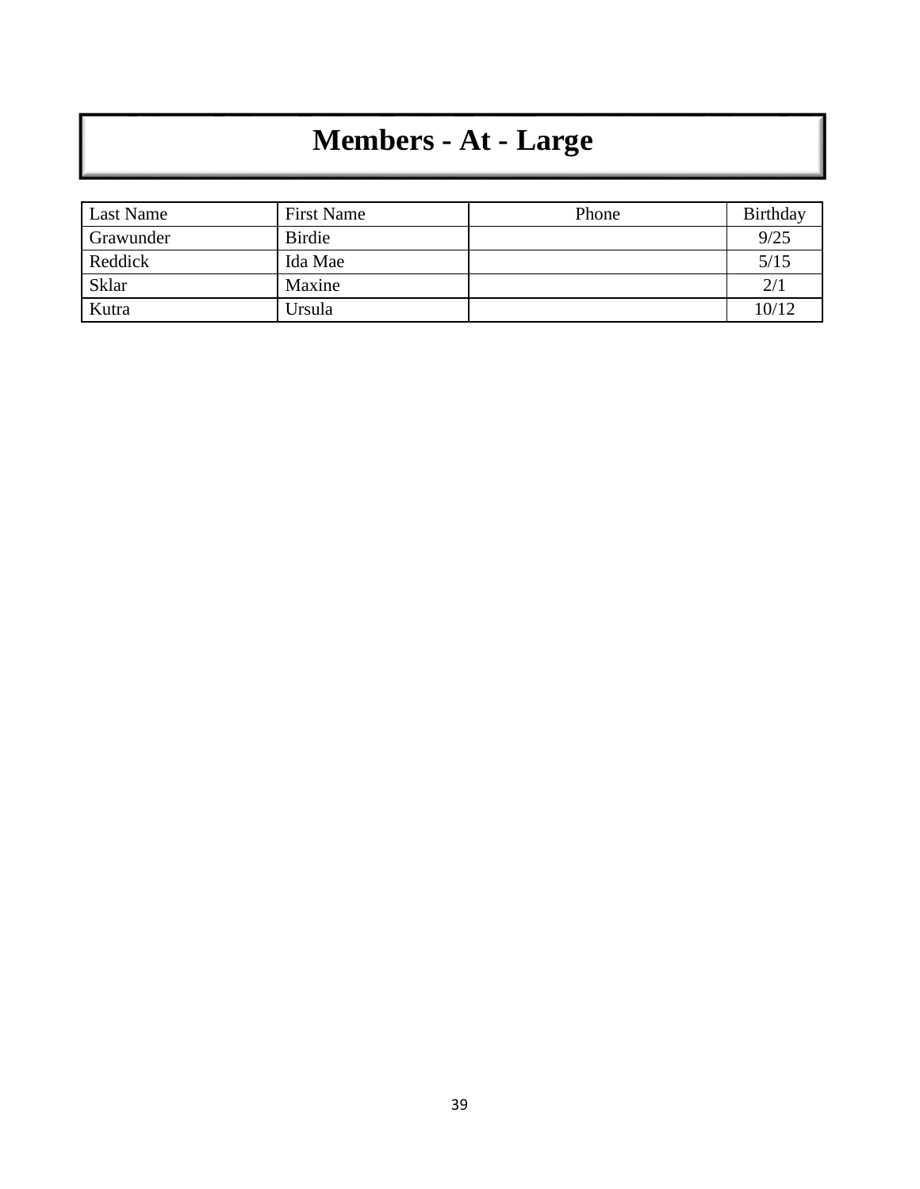# Members - At - Large

| Last Name | First Name | Phone | Birthday |
|---|---|---|---|
| Grawunder | Birdie | | 9/25 |
| Reddick | Ida Mae | | 5/15 |
| Sklar | Maxine | | 2/1 |
| Kutra | Ursula | | 10/12 |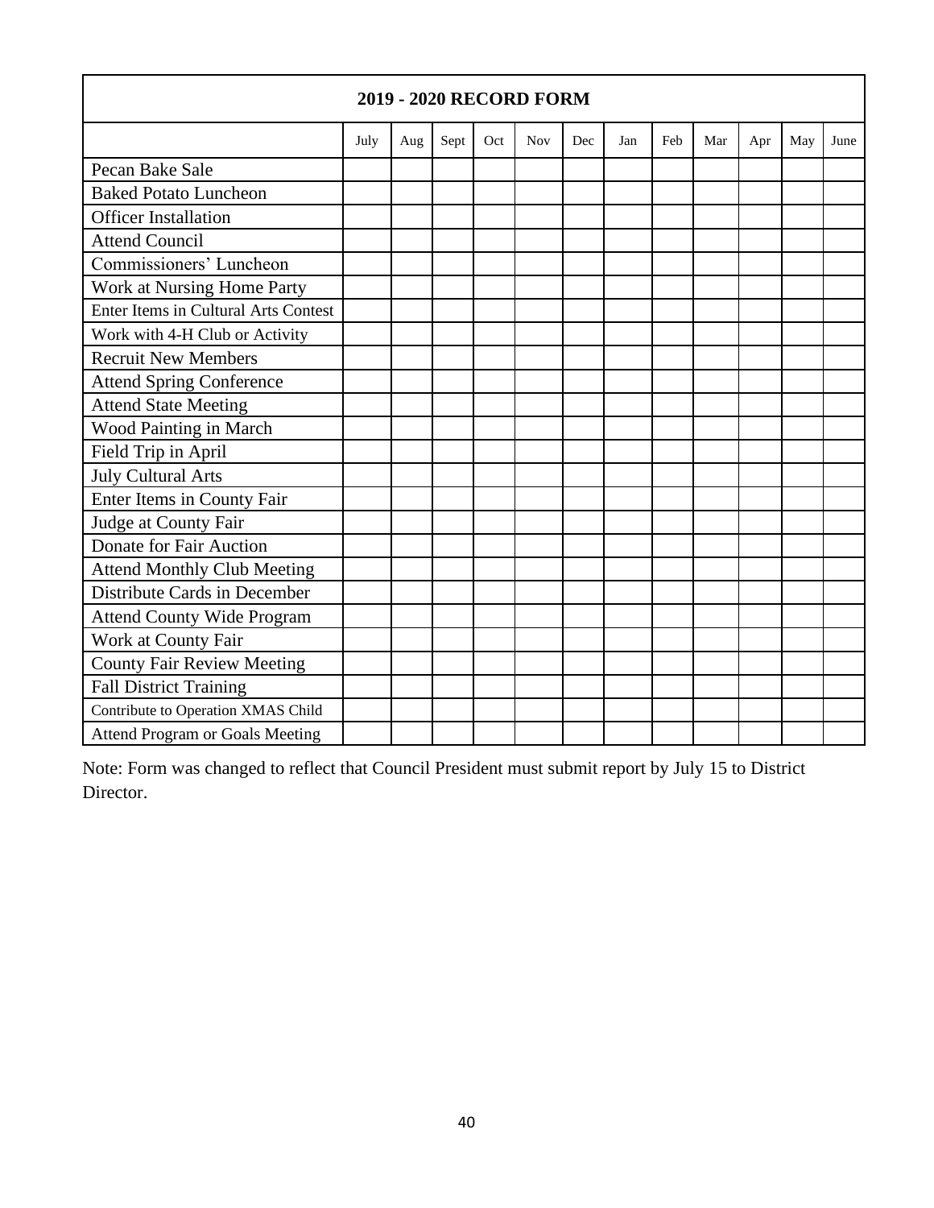| 2019 - 2020 RECORD FORM | | | | | | | | | | | | |
|---|---|---|---|---|---|---|---|---|---|---|---|---|
| | July | Aug | Sept | Oct | Nov | Dec | Jan | Feb | Mar | Apr | May | June |
| Pecan Bake Sale | | | | | | | | | | | | |
| Baked Potato Luncheon | | | | | | | | | | | | |
| Officer Installation | | | | | | | | | | | | |
| Attend Council | | | | | | | | | | | | |
| Commissioners' Luncheon | | | | | | | | | | | | |
| Work at Nursing Home Party | | | | | | | | | | | | |
| Enter Items in Cultural Arts Contest | | | | | | | | | | | | |
| Work with 4-H Club or Activity | | | | | | | | | | | | |
| Recruit New Members | | | | | | | | | | | | |
| Attend Spring Conference | | | | | | | | | | | | |
| Attend State Meeting | | | | | | | | | | | | |
| Wood Painting in March | | | | | | | | | | | | |
| Field Trip in April | | | | | | | | | | | | |
| July Cultural Arts | | | | | | | | | | | | |
| Enter Items in County Fair | | | | | | | | | | | | |
| Judge at County Fair | | | | | | | | | | | | |
| Donate for Fair Auction | | | | | | | | | | | | |
| Attend Monthly Club Meeting | | | | | | | | | | | | |
| Distribute Cards in December | | | | | | | | | | | | |
| Attend County Wide Program | | | | | | | | | | | | |
| Work at County Fair | | | | | | | | | | | | |
| County Fair Review Meeting | | | | | | | | | | | | |
| Fall District Training | | | | | | | | | | | | |
| Contribute to Operation XMAS Child | | | | | | | | | | | | |
| Attend Program or Goals Meeting | | | | | | | | | | | | |

Note: Form was changed to reflect that Council President must submit report by July 15 to District Director.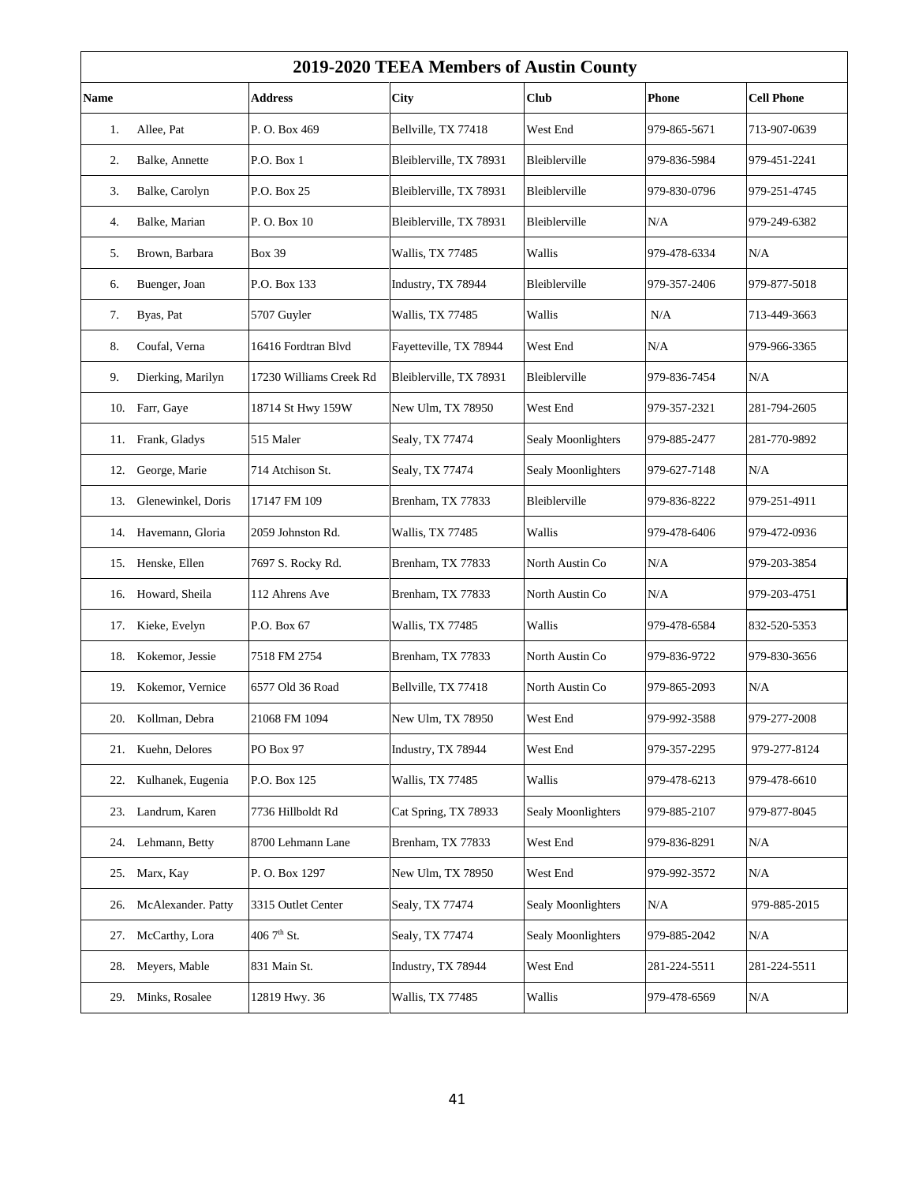| 2019-2020 TEEA Members of Austin County | | | | | |
|---|---|---|---|---|---|
| **Name** | **Address** | **City** | **Club** | **Phone** | **Cell Phone** |
| 1. Allee, Pat | P. O. Box 469 | Bellville, TX 77418 | West End | 979-865-5671 | 713-907-0639 |
| 2. Balke, Annette | P.O. Box 1 | Bleiblerville, TX 78931 | Bleiblerville | 979-836-5984 | 979-451-2241 |
| 3. Balke, Carolyn | P.O. Box 25 | Bleiblerville, TX 78931 | Bleiblerville | 979-830-0796 | 979-251-4745 |
| 4. Balke, Marian | P. O. Box 10 | Bleiblerville, TX 78931 | Bleiblerville | N/A | 979-249-6382 |
| 5. Brown, Barbara | Box 39 | Wallis, TX 77485 | Wallis | 979-478-6334 | N/A |
| 6. Buenger, Joan | P.O. Box 133 | Industry, TX 78944 | Bleiblerville | 979-357-2406 | 979-877-5018 |
| 7. Byas, Pat | 5707 Guyler | Wallis, TX 77485 | Wallis | N/A | 713-449-3663 |
| 8. Coufal, Verna | 16416 Fordtran Blvd | Fayetteville, TX 78944 | West End | N/A | 979-966-3365 |
| 9. Dierking, Marilyn | 17230 Williams Creek Rd | Bleiblerville, TX 78931 | Bleiblerville | 979-836-7454 | N/A |
| 10. Farr, Gaye | 18714 St Hwy 159W | New Ulm, TX 78950 | West End | 979-357-2321 | 281-794-2605 |
| 11. Frank, Gladys | 515 Maler | Sealy, TX 77474 | Sealy Moonlighters | 979-885-2477 | 281-770-9892 |
| 12. George, Marie | 714 Atchison St. | Sealy, TX 77474 | Sealy Moonlighters | 979-627-7148 | N/A |
| 13. Glenewinkel, Doris | 17147 FM 109 | Brenham, TX 77833 | Bleiblerville | 979-836-8222 | 979-251-4911 |
| 14. Havemann, Gloria | 2059 Johnston Rd. | Wallis, TX 77485 | Wallis | 979-478-6406 | 979-472-0936 |
| 15. Henske, Ellen | 7697 S. Rocky Rd. | Brenham, TX 77833 | North Austin Co | N/A | 979-203-3854 |
| 16. Howard, Sheila | 112 Ahrens Ave | Brenham, TX 77833 | North Austin Co | N/A | 979-203-4751 |
| 17. Kieke, Evelyn | P.O. Box 67 | Wallis, TX 77485 | Wallis | 979-478-6584 | 832-520-5353 |
| 18. Kokemor, Jessie | 7518 FM 2754 | Brenham, TX 77833 | North Austin Co | 979-836-9722 | 979-830-3656 |
| 19. Kokemor, Vernice | 6577 Old 36 Road | Bellville, TX 77418 | North Austin Co | 979-865-2093 | N/A |
| 20. Kollman, Debra | 21068 FM 1094 | New Ulm, TX 78950 | West End | 979-992-3588 | 979-277-2008 |
| 21. Kuehn, Delores | PO Box 97 | Industry, TX 78944 | West End | 979-357-2295 | 979-277-8124 |
| 22. Kulhanek, Eugenia | P.O. Box 125 | Wallis, TX 77485 | Wallis | 979-478-6213 | 979-478-6610 |
| 23. Landrum, Karen | 7736 Hillboldt Rd | Cat Spring, TX 78933 | Sealy Moonlighters | 979-885-2107 | 979-877-8045 |
| 24. Lehmann, Betty | 8700 Lehmann Lane | Brenham, TX 77833 | West End | 979-836-8291 | N/A |
| 25. Marx, Kay | P. O. Box 1297 | New Ulm, TX 78950 | West End | 979-992-3572 | N/A |
| 26. McAlexander. Patty | 3315 Outlet Center | Sealy, TX 77474 | Sealy Moonlighters | N/A | 979-885-2015 |
| 27. McCarthy, Lora | 406 7th St. | Sealy, TX 77474 | Sealy Moonlighters | 979-885-2042 | N/A |
| 28. Meyers, Mable | 831 Main St. | Industry, TX 78944 | West End | 281-224-5511 | 281-224-5511 |
| 29. Minks, Rosalee | 12819 Hwy. 36 | Wallis, TX 77485 | Wallis | 979-478-6569 | N/A |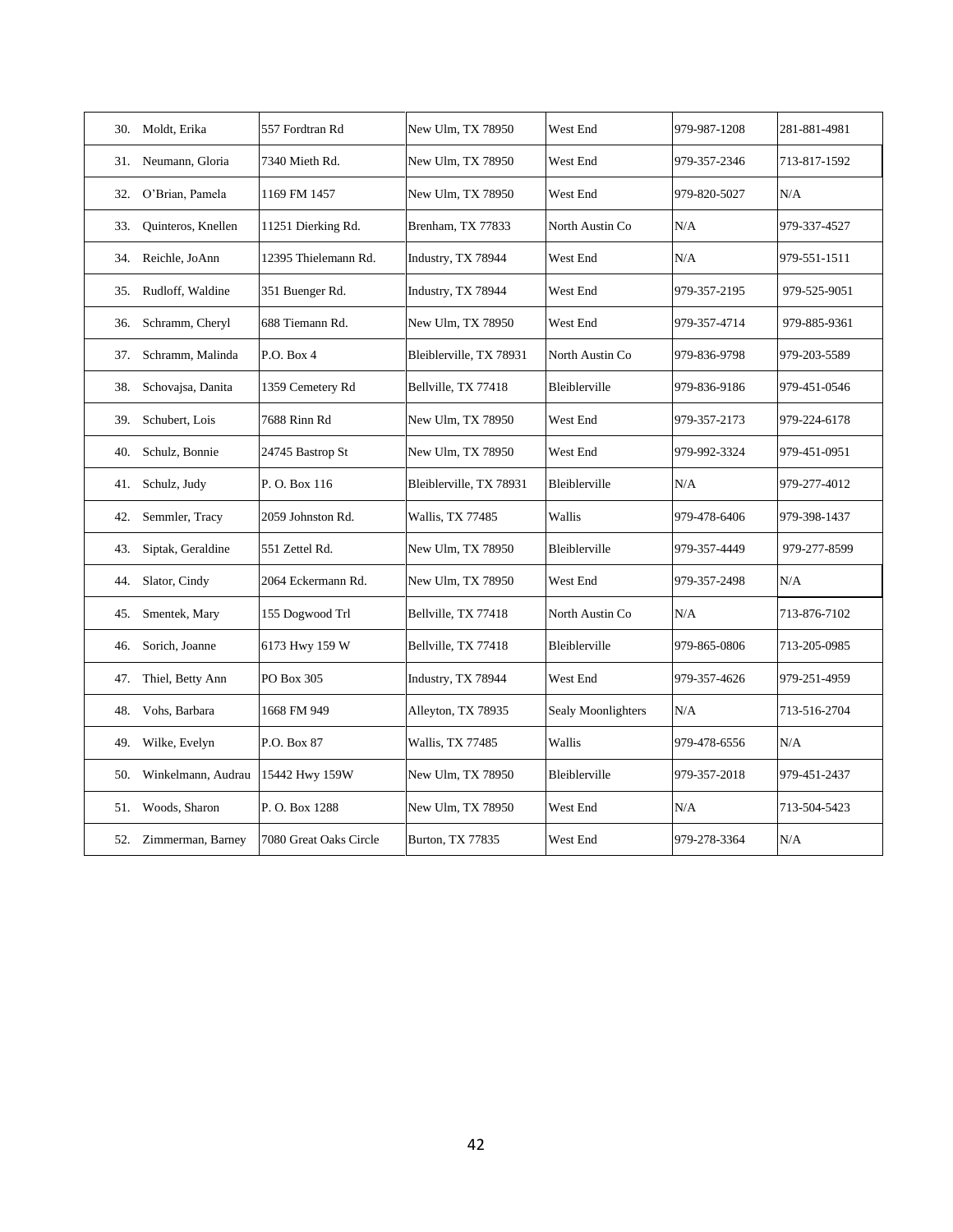| | | | | | |
|---|---|---|---|---|---|
| 30. Moldt, Erika | 557 Fordtran Rd | New Ulm, TX 78950 | West End | 979-987-1208 | 281-881-4981 |
| 31. Neumann, Gloria | 7340 Mieth Rd. | New Ulm, TX 78950 | West End | 979-357-2346 | 713-817-1592 |
| 32. O'Brian, Pamela | 1169 FM 1457 | New Ulm, TX 78950 | West End | 979-820-5027 | N/A |
| 33. Quinteros, Knellen | 11251 Dierking Rd. | Brenham, TX 77833 | North Austin Co | N/A | 979-337-4527 |
| 34. Reichle, JoAnn | 12395 Thielemann Rd. | Industry, TX 78944 | West End | N/A | 979-551-1511 |
| 35. Rudloff, Waldine | 351 Buenger Rd. | Industry, TX 78944 | West End | 979-357-2195 | 979-525-9051 |
| 36. Schramm, Cheryl | 688 Tiemann Rd. | New Ulm, TX 78950 | West End | 979-357-4714 | 979-885-9361 |
| 37. Schramm, Malinda | P.O. Box 4 | Bleiblerville, TX 78931 | North Austin Co | 979-836-9798 | 979-203-5589 |
| 38. Schovajsa, Danita | 1359 Cemetery Rd | Bellville, TX 77418 | Bleiblerville | 979-836-9186 | 979-451-0546 |
| 39. Schubert, Lois | 7688 Rinn Rd | New Ulm, TX 78950 | West End | 979-357-2173 | 979-224-6178 |
| 40. Schulz, Bonnie | 24745 Bastrop St | New Ulm, TX 78950 | West End | 979-992-3324 | 979-451-0951 |
| 41. Schulz, Judy | P. O. Box 116 | Bleiblerville, TX 78931 | Bleiblerville | N/A | 979-277-4012 |
| 42. Semmler, Tracy | 2059 Johnston Rd. | Wallis, TX 77485 | Wallis | 979-478-6406 | 979-398-1437 |
| 43. Siptak, Geraldine | 551 Zettel Rd. | New Ulm, TX 78950 | Bleiblerville | 979-357-4449 | 979-277-8599 |
| 44. Slator, Cindy | 2064 Eckermann Rd. | New Ulm, TX 78950 | West End | 979-357-2498 | N/A |
| 45. Smentek, Mary | 155 Dogwood Trl | Bellville, TX 77418 | North Austin Co | N/A | 713-876-7102 |
| 46. Sorich, Joanne | 6173 Hwy 159 W | Bellville, TX 77418 | Bleiblerville | 979-865-0806 | 713-205-0985 |
| 47. Thiel, Betty Ann | PO Box 305 | Industry, TX 78944 | West End | 979-357-4626 | 979-251-4959 |
| 48. Vohs, Barbara | 1668 FM 949 | Alleyton, TX 78935 | Sealy Moonlighters | N/A | 713-516-2704 |
| 49. Wilke, Evelyn | P.O. Box 87 | Wallis, TX 77485 | Wallis | 979-478-6556 | N/A |
| 50. Winkelmann, Audrau | 15442 Hwy 159W | New Ulm, TX 78950 | Bleiblerville | 979-357-2018 | 979-451-2437 |
| 51. Woods, Sharon | P. O. Box 1288 | New Ulm, TX 78950 | West End | N/A | 713-504-5423 |
| 52. Zimmerman, Barney | 7080 Great Oaks Circle | Burton, TX 77835 | West End | 979-278-3364 | N/A |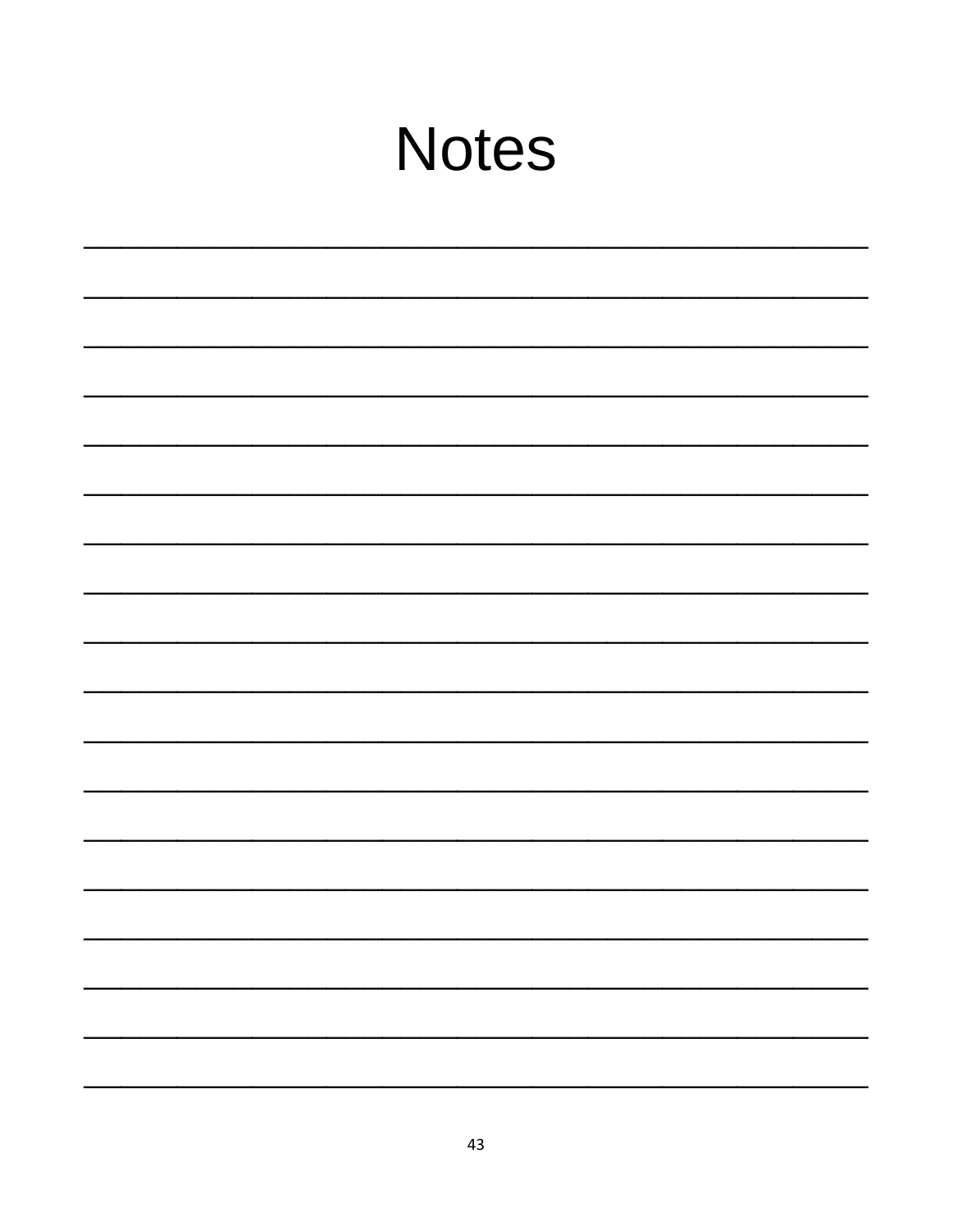# Notes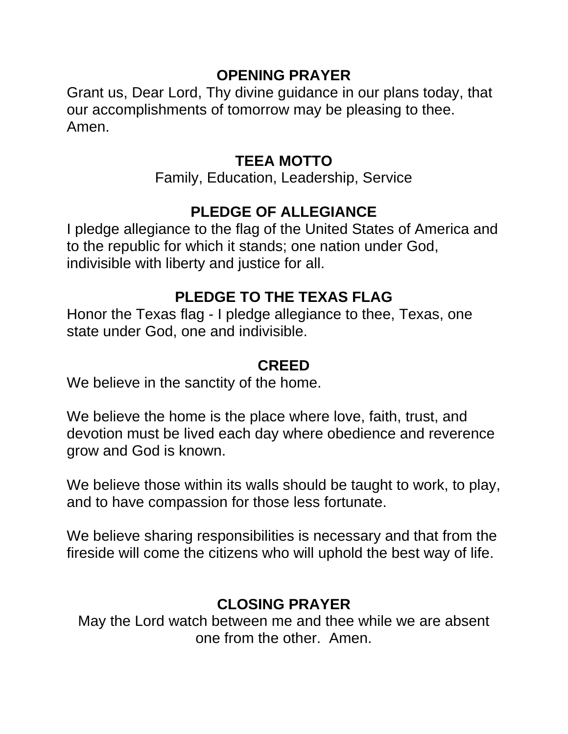## OPENING PRAYER

Grant us, Dear Lord, Thy divine guidance in our plans today, that our accomplishments of tomorrow may be pleasing to thee. Amen.

## TEEA MOTTO

Family, Education, Leadership, Service

## PLEDGE OF ALLEGIANCE

I pledge allegiance to the flag of the United States of America and to the republic for which it stands; one nation under God, indivisible with liberty and justice for all.

## PLEDGE TO THE TEXAS FLAG

Honor the Texas flag - I pledge allegiance to thee, Texas, one state under God, one and indivisible.

## CREED

We believe in the sanctity of the home.

We believe the home is the place where love, faith, trust, and devotion must be lived each day where obedience and reverence grow and God is known.

We believe those within its walls should be taught to work, to play, and to have compassion for those less fortunate.

We believe sharing responsibilities is necessary and that from the fireside will come the citizens who will uphold the best way of life.

## CLOSING PRAYER

May the Lord watch between me and thee while we are absent one from the other. Amen.